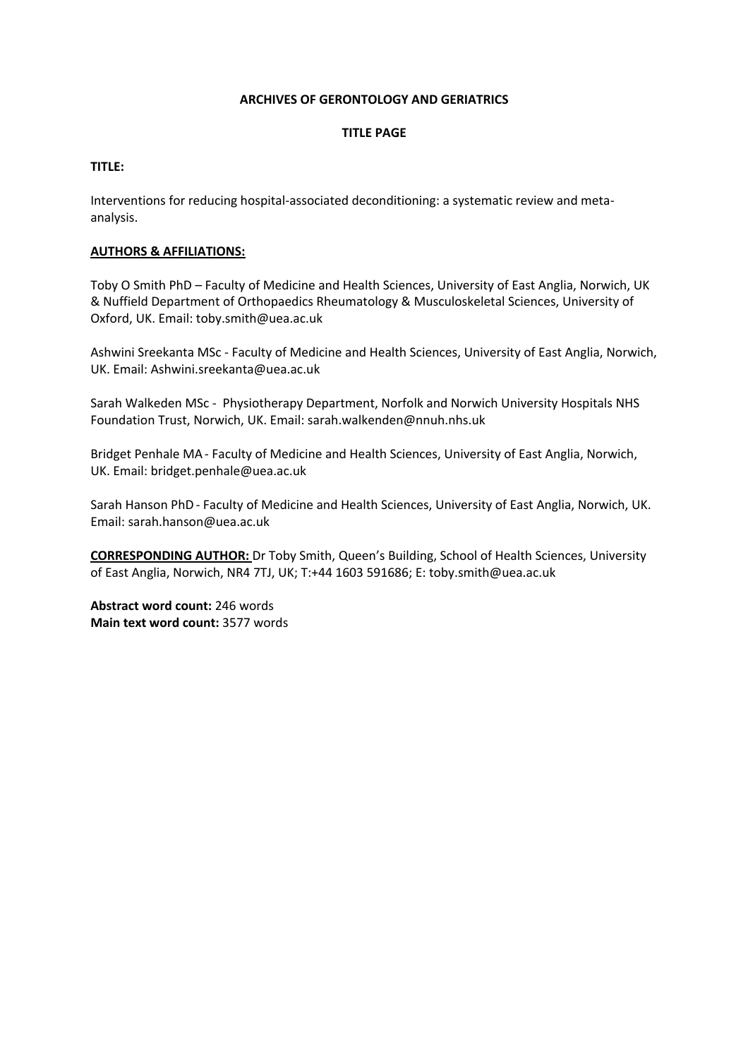**ARCHIVES OF GERONTOLOGY AND GERIATRICS**

**TITLE PAGE**

**TITLE:**

Interventions for reducing hospital-associated deconditioning: a systematic review and meta-analysis.

**AUTHORS & AFFILIATIONS:**

Toby O Smith PhD – Faculty of Medicine and Health Sciences, University of East Anglia, Norwich, UK & Nuffield Department of Orthopaedics Rheumatology & Musculoskeletal Sciences, University of Oxford, UK. Email: toby.smith@uea.ac.uk

Ashwini Sreekanta MSc - Faculty of Medicine and Health Sciences, University of East Anglia, Norwich, UK. Email: Ashwini.sreekanta@uea.ac.uk

Sarah Walkeden MSc - Physiotherapy Department, Norfolk and Norwich University Hospitals NHS Foundation Trust, Norwich, UK. Email: sarah.walkenden@nnuh.nhs.uk

Bridget Penhale MA - Faculty of Medicine and Health Sciences, University of East Anglia, Norwich, UK. Email: bridget.penhale@uea.ac.uk

Sarah Hanson PhD - Faculty of Medicine and Health Sciences, University of East Anglia, Norwich, UK. Email: sarah.hanson@uea.ac.uk

**CORRESPONDING AUTHOR:** Dr Toby Smith, Queen's Building, School of Health Sciences, University of East Anglia, Norwich, NR4 7TJ, UK; T:+44 1603 591686; E: toby.smith@uea.ac.uk

**Abstract word count:** 246 words
**Main text word count:** 3577 words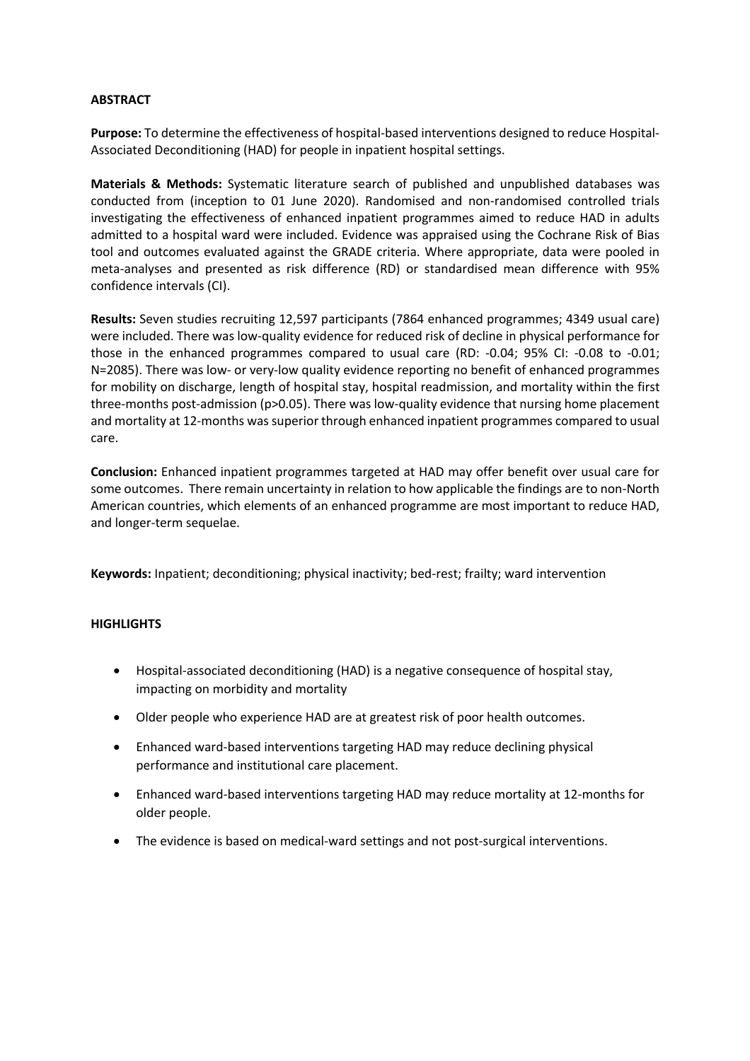## ABSTRACT

**Purpose:** To determine the effectiveness of hospital-based interventions designed to reduce Hospital-Associated Deconditioning (HAD) for people in inpatient hospital settings.

**Materials & Methods:** Systematic literature search of published and unpublished databases was conducted from (inception to 01 June 2020). Randomised and non-randomised controlled trials investigating the effectiveness of enhanced inpatient programmes aimed to reduce HAD in adults admitted to a hospital ward were included. Evidence was appraised using the Cochrane Risk of Bias tool and outcomes evaluated against the GRADE criteria. Where appropriate, data were pooled in meta-analyses and presented as risk difference (RD) or standardised mean difference with 95% confidence intervals (CI).

**Results:** Seven studies recruiting 12,597 participants (7864 enhanced programmes; 4349 usual care) were included. There was low-quality evidence for reduced risk of decline in physical performance for those in the enhanced programmes compared to usual care (RD: -0.04; 95% CI: -0.08 to -0.01; N=2085). There was low- or very-low quality evidence reporting no benefit of enhanced programmes for mobility on discharge, length of hospital stay, hospital readmission, and mortality within the first three-months post-admission ($p>0.05$). There was low-quality evidence that nursing home placement and mortality at 12-months was superior through enhanced inpatient programmes compared to usual care.

**Conclusion:** Enhanced inpatient programmes targeted at HAD may offer benefit over usual care for some outcomes. There remain uncertainty in relation to how applicable the findings are to non-North American countries, which elements of an enhanced programme are most important to reduce HAD, and longer-term sequelae.

**Keywords:** Inpatient; deconditioning; physical inactivity; bed-rest; frailty; ward intervention

## HIGHLIGHTS

- Hospital-associated deconditioning (HAD) is a negative consequence of hospital stay, impacting on morbidity and mortality
- Older people who experience HAD are at greatest risk of poor health outcomes.
- Enhanced ward-based interventions targeting HAD may reduce declining physical performance and institutional care placement.
- Enhanced ward-based interventions targeting HAD may reduce mortality at 12-months for older people.
- The evidence is based on medical-ward settings and not post-surgical interventions.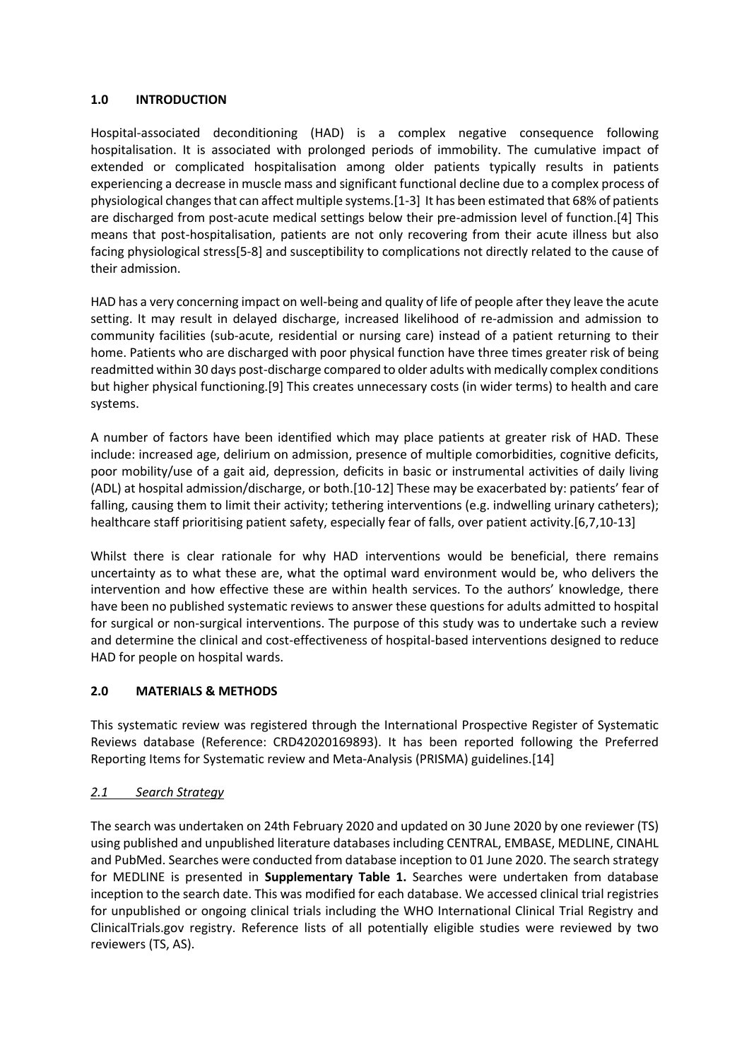## 1.0 INTRODUCTION

Hospital-associated deconditioning (HAD) is a complex negative consequence following hospitalisation. It is associated with prolonged periods of immobility. The cumulative impact of extended or complicated hospitalisation among older patients typically results in patients experiencing a decrease in muscle mass and significant functional decline due to a complex process of physiological changes that can affect multiple systems.[1-3] It has been estimated that 68% of patients are discharged from post-acute medical settings below their pre-admission level of function.[4] This means that post-hospitalisation, patients are not only recovering from their acute illness but also facing physiological stress[5-8] and susceptibility to complications not directly related to the cause of their admission.

HAD has a very concerning impact on well-being and quality of life of people after they leave the acute setting. It may result in delayed discharge, increased likelihood of re-admission and admission to community facilities (sub-acute, residential or nursing care) instead of a patient returning to their home. Patients who are discharged with poor physical function have three times greater risk of being readmitted within 30 days post-discharge compared to older adults with medically complex conditions but higher physical functioning.[9] This creates unnecessary costs (in wider terms) to health and care systems.

A number of factors have been identified which may place patients at greater risk of HAD. These include: increased age, delirium on admission, presence of multiple comorbidities, cognitive deficits, poor mobility/use of a gait aid, depression, deficits in basic or instrumental activities of daily living (ADL) at hospital admission/discharge, or both.[10-12] These may be exacerbated by: patients' fear of falling, causing them to limit their activity; tethering interventions (e.g. indwelling urinary catheters); healthcare staff prioritising patient safety, especially fear of falls, over patient activity.[6,7,10-13]

Whilst there is clear rationale for why HAD interventions would be beneficial, there remains uncertainty as to what these are, what the optimal ward environment would be, who delivers the intervention and how effective these are within health services. To the authors' knowledge, there have been no published systematic reviews to answer these questions for adults admitted to hospital for surgical or non-surgical interventions. The purpose of this study was to undertake such a review and determine the clinical and cost-effectiveness of hospital-based interventions designed to reduce HAD for people on hospital wards.

## 2.0 MATERIALS & METHODS

This systematic review was registered through the International Prospective Register of Systematic Reviews database (Reference: CRD42020169893). It has been reported following the Preferred Reporting Items for Systematic review and Meta-Analysis (PRISMA) guidelines.[14]

### *2.1 Search Strategy*

The search was undertaken on 24th February 2020 and updated on 30 June 2020 by one reviewer (TS) using published and unpublished literature databases including CENTRAL, EMBASE, MEDLINE, CINAHL and PubMed. Searches were conducted from database inception to 01 June 2020. The search strategy for MEDLINE is presented in **Supplementary Table 1.** Searches were undertaken from database inception to the search date. This was modified for each database. We accessed clinical trial registries for unpublished or ongoing clinical trials including the WHO International Clinical Trial Registry and ClinicalTrials.gov registry. Reference lists of all potentially eligible studies were reviewed by two reviewers (TS, AS).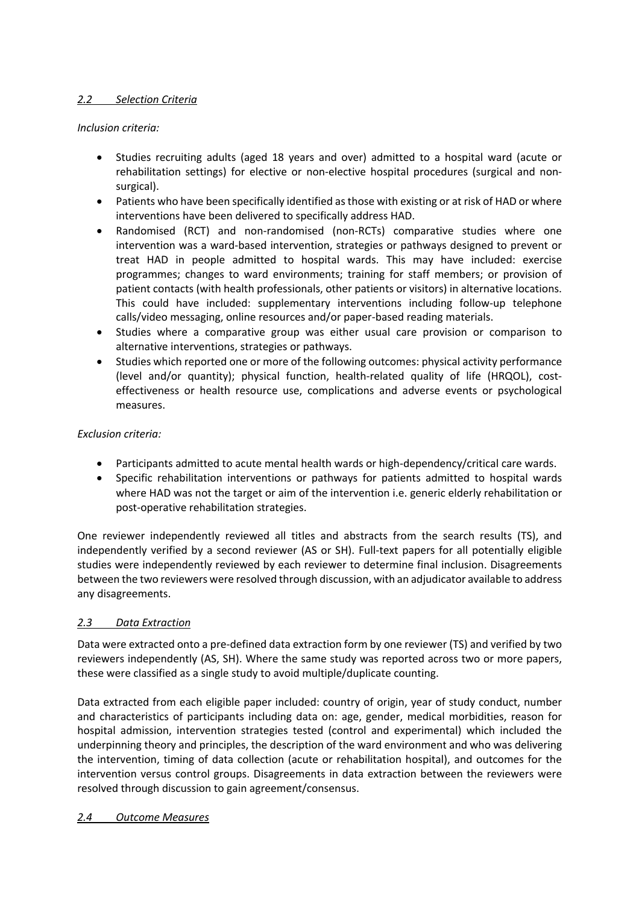### *2.2 Selection Criteria*

*Inclusion criteria:*

- Studies recruiting adults (aged 18 years and over) admitted to a hospital ward (acute or rehabilitation settings) for elective or non-elective hospital procedures (surgical and non-surgical).
- Patients who have been specifically identified as those with existing or at risk of HAD or where interventions have been delivered to specifically address HAD.
- Randomised (RCT) and non-randomised (non-RCTs) comparative studies where one intervention was a ward-based intervention, strategies or pathways designed to prevent or treat HAD in people admitted to hospital wards. This may have included: exercise programmes; changes to ward environments; training for staff members; or provision of patient contacts (with health professionals, other patients or visitors) in alternative locations. This could have included: supplementary interventions including follow-up telephone calls/video messaging, online resources and/or paper-based reading materials.
- Studies where a comparative group was either usual care provision or comparison to alternative interventions, strategies or pathways.
- Studies which reported one or more of the following outcomes: physical activity performance (level and/or quantity); physical function, health-related quality of life (HRQOL), cost-effectiveness or health resource use, complications and adverse events or psychological measures.

*Exclusion criteria:*

- Participants admitted to acute mental health wards or high-dependency/critical care wards.
- Specific rehabilitation interventions or pathways for patients admitted to hospital wards where HAD was not the target or aim of the intervention i.e. generic elderly rehabilitation or post-operative rehabilitation strategies.

One reviewer independently reviewed all titles and abstracts from the search results (TS), and independently verified by a second reviewer (AS or SH). Full-text papers for all potentially eligible studies were independently reviewed by each reviewer to determine final inclusion. Disagreements between the two reviewers were resolved through discussion, with an adjudicator available to address any disagreements.

### *2.3 Data Extraction*

Data were extracted onto a pre-defined data extraction form by one reviewer (TS) and verified by two reviewers independently (AS, SH). Where the same study was reported across two or more papers, these were classified as a single study to avoid multiple/duplicate counting.

Data extracted from each eligible paper included: country of origin, year of study conduct, number and characteristics of participants including data on: age, gender, medical morbidities, reason for hospital admission, intervention strategies tested (control and experimental) which included the underpinning theory and principles, the description of the ward environment and who was delivering the intervention, timing of data collection (acute or rehabilitation hospital), and outcomes for the intervention versus control groups. Disagreements in data extraction between the reviewers were resolved through discussion to gain agreement/consensus.

### *2.4 Outcome Measures*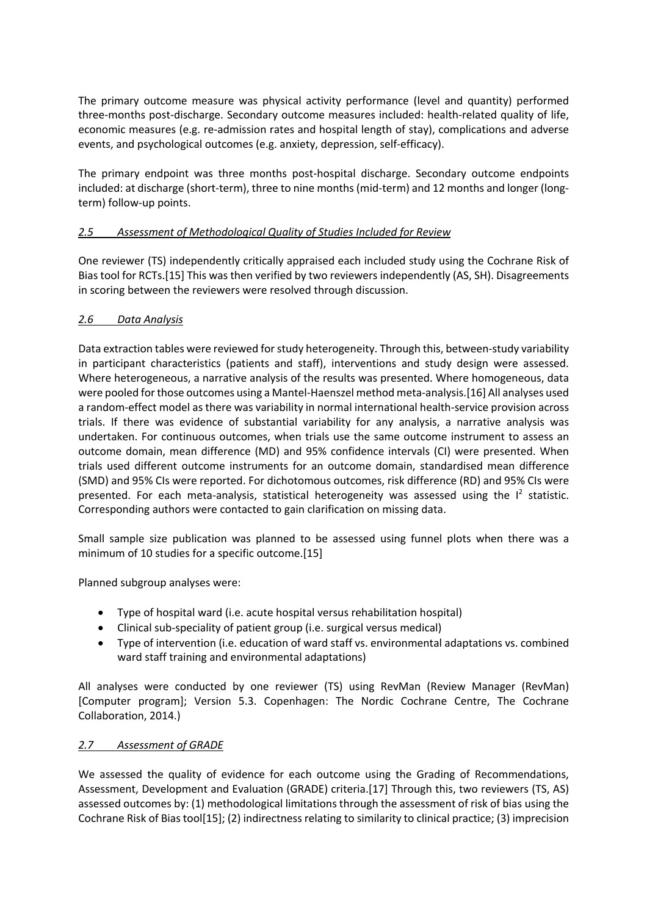The primary outcome measure was physical activity performance (level and quantity) performed three-months post-discharge. Secondary outcome measures included: health-related quality of life, economic measures (e.g. re-admission rates and hospital length of stay), complications and adverse events, and psychological outcomes (e.g. anxiety, depression, self-efficacy).

The primary endpoint was three months post-hospital discharge. Secondary outcome endpoints included: at discharge (short-term), three to nine months (mid-term) and 12 months and longer (long-term) follow-up points.

### *2.5 Assessment of Methodological Quality of Studies Included for Review*

One reviewer (TS) independently critically appraised each included study using the Cochrane Risk of Bias tool for RCTs.[15] This was then verified by two reviewers independently (AS, SH). Disagreements in scoring between the reviewers were resolved through discussion.

### *2.6 Data Analysis*

Data extraction tables were reviewed for study heterogeneity. Through this, between-study variability in participant characteristics (patients and staff), interventions and study design were assessed. Where heterogeneous, a narrative analysis of the results was presented. Where homogeneous, data were pooled for those outcomes using a Mantel-Haenszel method meta-analysis.[16] All analyses used a random-effect model as there was variability in normal international health-service provision across trials. If there was evidence of substantial variability for any analysis, a narrative analysis was undertaken. For continuous outcomes, when trials use the same outcome instrument to assess an outcome domain, mean difference (MD) and 95% confidence intervals (CI) were presented. When trials used different outcome instruments for an outcome domain, standardised mean difference (SMD) and 95% CIs were reported. For dichotomous outcomes, risk difference (RD) and 95% CIs were presented. For each meta-analysis, statistical heterogeneity was assessed using the $I^2$ statistic. Corresponding authors were contacted to gain clarification on missing data.

Small sample size publication was planned to be assessed using funnel plots when there was a minimum of 10 studies for a specific outcome.[15]

Planned subgroup analyses were:

- Type of hospital ward (i.e. acute hospital versus rehabilitation hospital)
- Clinical sub-speciality of patient group (i.e. surgical versus medical)
- Type of intervention (i.e. education of ward staff vs. environmental adaptations vs. combined ward staff training and environmental adaptations)

All analyses were conducted by one reviewer (TS) using RevMan (Review Manager (RevMan) [Computer program]; Version 5.3. Copenhagen: The Nordic Cochrane Centre, The Cochrane Collaboration, 2014.)

### *2.7 Assessment of GRADE*

We assessed the quality of evidence for each outcome using the Grading of Recommendations, Assessment, Development and Evaluation (GRADE) criteria.[17] Through this, two reviewers (TS, AS) assessed outcomes by: (1) methodological limitations through the assessment of risk of bias using the Cochrane Risk of Bias tool[15]; (2) indirectness relating to similarity to clinical practice; (3) imprecision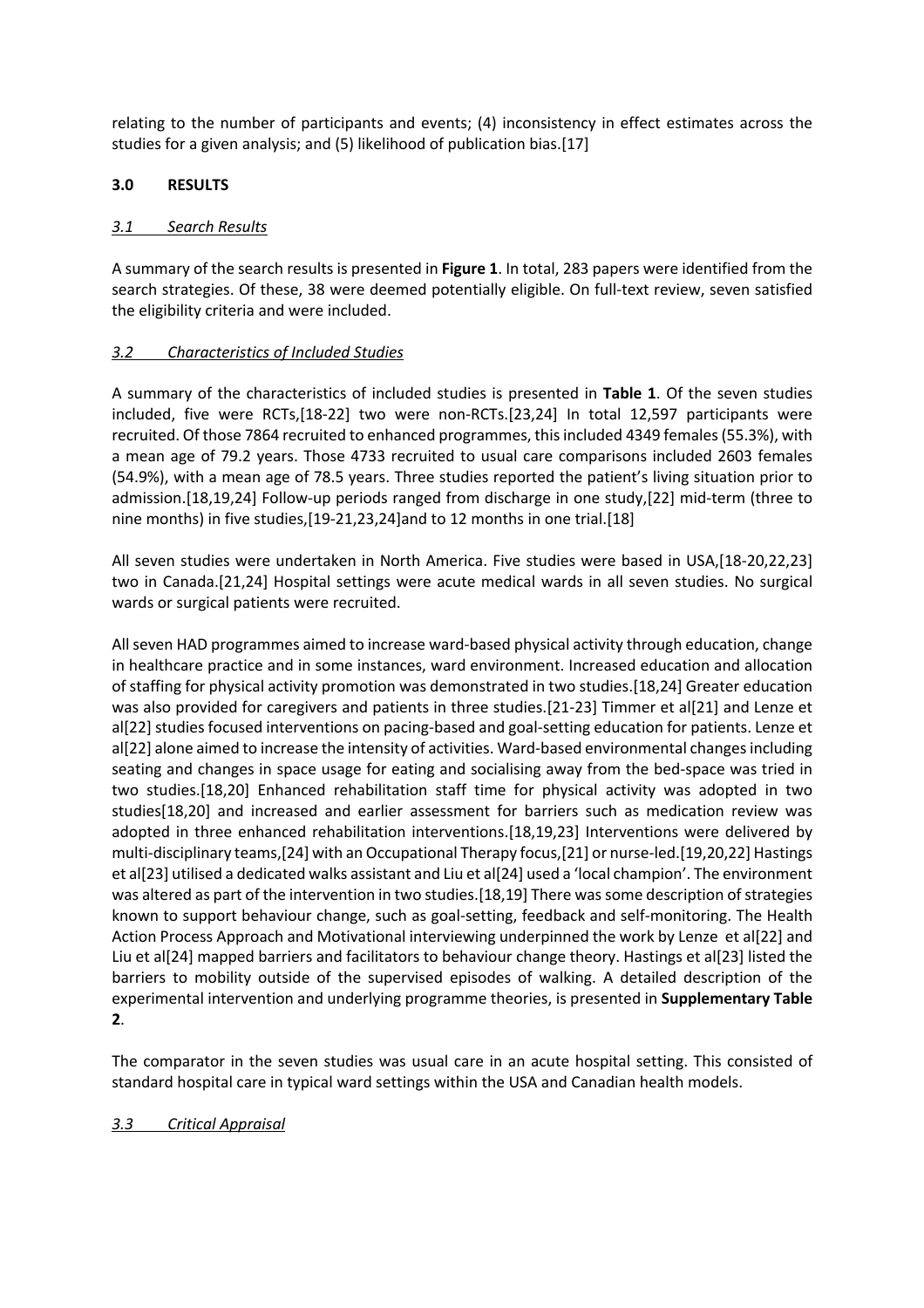relating to the number of participants and events; (4) inconsistency in effect estimates across the studies for a given analysis; and (5) likelihood of publication bias.[17]

## 3.0 RESULTS

### *3.1 Search Results*

A summary of the search results is presented in **Figure 1**. In total, 283 papers were identified from the search strategies. Of these, 38 were deemed potentially eligible. On full-text review, seven satisfied the eligibility criteria and were included.

### *3.2 Characteristics of Included Studies*

A summary of the characteristics of included studies is presented in **Table 1**. Of the seven studies included, five were RCTs,[18-22] two were non-RCTs.[23,24] In total 12,597 participants were recruited. Of those 7864 recruited to enhanced programmes, this included 4349 females (55.3%), with a mean age of 79.2 years. Those 4733 recruited to usual care comparisons included 2603 females (54.9%), with a mean age of 78.5 years. Three studies reported the patient's living situation prior to admission.[18,19,24] Follow-up periods ranged from discharge in one study,[22] mid-term (three to nine months) in five studies,[19-21,23,24]and to 12 months in one trial.[18]

All seven studies were undertaken in North America. Five studies were based in USA,[18-20,22,23] two in Canada.[21,24] Hospital settings were acute medical wards in all seven studies. No surgical wards or surgical patients were recruited.

All seven HAD programmes aimed to increase ward-based physical activity through education, change in healthcare practice and in some instances, ward environment. Increased education and allocation of staffing for physical activity promotion was demonstrated in two studies.[18,24] Greater education was also provided for caregivers and patients in three studies.[21-23] Timmer et al[21] and Lenze et al[22] studies focused interventions on pacing-based and goal-setting education for patients. Lenze et al[22] alone aimed to increase the intensity of activities. Ward-based environmental changes including seating and changes in space usage for eating and socialising away from the bed-space was tried in two studies.[18,20] Enhanced rehabilitation staff time for physical activity was adopted in two studies[18,20] and increased and earlier assessment for barriers such as medication review was adopted in three enhanced rehabilitation interventions.[18,19,23] Interventions were delivered by multi-disciplinary teams,[24] with an Occupational Therapy focus,[21] or nurse-led.[19,20,22] Hastings et al[23] utilised a dedicated walks assistant and Liu et al[24] used a 'local champion'. The environment was altered as part of the intervention in two studies.[18,19] There was some description of strategies known to support behaviour change, such as goal-setting, feedback and self-monitoring. The Health Action Process Approach and Motivational interviewing underpinned the work by Lenze et al[22] and Liu et al[24] mapped barriers and facilitators to behaviour change theory. Hastings et al[23] listed the barriers to mobility outside of the supervised episodes of walking. A detailed description of the experimental intervention and underlying programme theories, is presented in **Supplementary Table 2**.

The comparator in the seven studies was usual care in an acute hospital setting. This consisted of standard hospital care in typical ward settings within the USA and Canadian health models.

### *3.3 Critical Appraisal*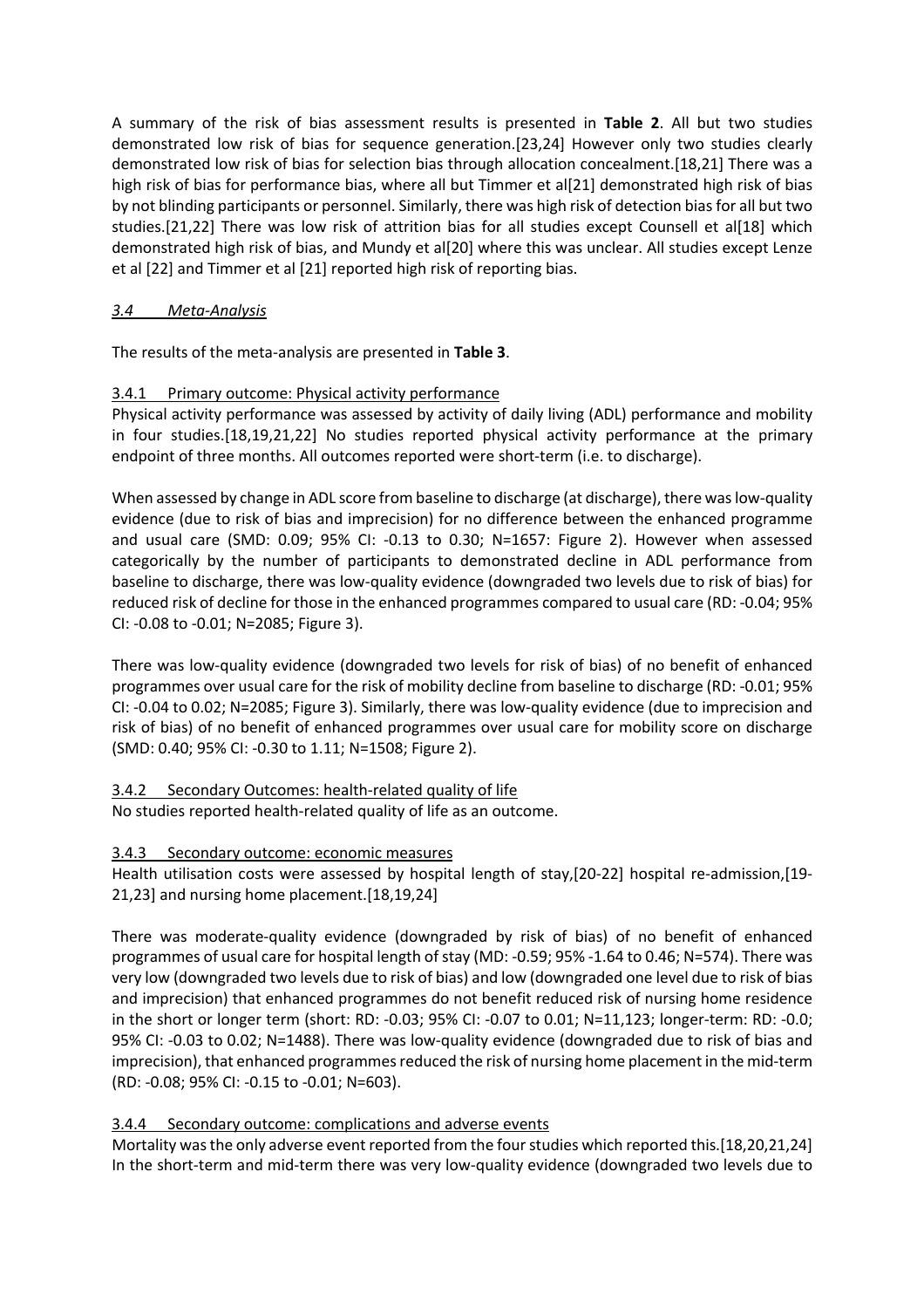A summary of the risk of bias assessment results is presented in **Table 2**. All but two studies demonstrated low risk of bias for sequence generation.[23,24] However only two studies clearly demonstrated low risk of bias for selection bias through allocation concealment.[18,21] There was a high risk of bias for performance bias, where all but Timmer et al[21] demonstrated high risk of bias by not blinding participants or personnel. Similarly, there was high risk of detection bias for all but two studies.[21,22] There was low risk of attrition bias for all studies except Counsell et al[18] which demonstrated high risk of bias, and Mundy et al[20] where this was unclear. All studies except Lenze et al [22] and Timmer et al [21] reported high risk of reporting bias.

### *3.4 Meta-Analysis*

The results of the meta-analysis are presented in **Table 3**.

#### 3.4.1 Primary outcome: Physical activity performance

Physical activity performance was assessed by activity of daily living (ADL) performance and mobility in four studies.[18,19,21,22] No studies reported physical activity performance at the primary endpoint of three months. All outcomes reported were short-term (i.e. to discharge).

When assessed by change in ADL score from baseline to discharge (at discharge), there was low-quality evidence (due to risk of bias and imprecision) for no difference between the enhanced programme and usual care (SMD: 0.09; 95% CI: -0.13 to 0.30; N=1657: Figure 2). However when assessed categorically by the number of participants to demonstrated decline in ADL performance from baseline to discharge, there was low-quality evidence (downgraded two levels due to risk of bias) for reduced risk of decline for those in the enhanced programmes compared to usual care (RD: -0.04; 95% CI: -0.08 to -0.01; N=2085; Figure 3).

There was low-quality evidence (downgraded two levels for risk of bias) of no benefit of enhanced programmes over usual care for the risk of mobility decline from baseline to discharge (RD: -0.01; 95% CI: -0.04 to 0.02; N=2085; Figure 3). Similarly, there was low-quality evidence (due to imprecision and risk of bias) of no benefit of enhanced programmes over usual care for mobility score on discharge (SMD: 0.40; 95% CI: -0.30 to 1.11; N=1508; Figure 2).

#### 3.4.2 Secondary Outcomes: health-related quality of life

No studies reported health-related quality of life as an outcome.

#### 3.4.3 Secondary outcome: economic measures

Health utilisation costs were assessed by hospital length of stay,[20-22] hospital re-admission,[19-21,23] and nursing home placement.[18,19,24]

There was moderate-quality evidence (downgraded by risk of bias) of no benefit of enhanced programmes of usual care for hospital length of stay (MD: -0.59; 95% -1.64 to 0.46; N=574). There was very low (downgraded two levels due to risk of bias) and low (downgraded one level due to risk of bias and imprecision) that enhanced programmes do not benefit reduced risk of nursing home residence in the short or longer term (short: RD: -0.03; 95% CI: -0.07 to 0.01; N=11,123; longer-term: RD: -0.0; 95% CI: -0.03 to 0.02; N=1488). There was low-quality evidence (downgraded due to risk of bias and imprecision), that enhanced programmes reduced the risk of nursing home placement in the mid-term (RD: -0.08; 95% CI: -0.15 to -0.01; N=603).

#### 3.4.4 Secondary outcome: complications and adverse events

Mortality was the only adverse event reported from the four studies which reported this.[18,20,21,24] In the short-term and mid-term there was very low-quality evidence (downgraded two levels due to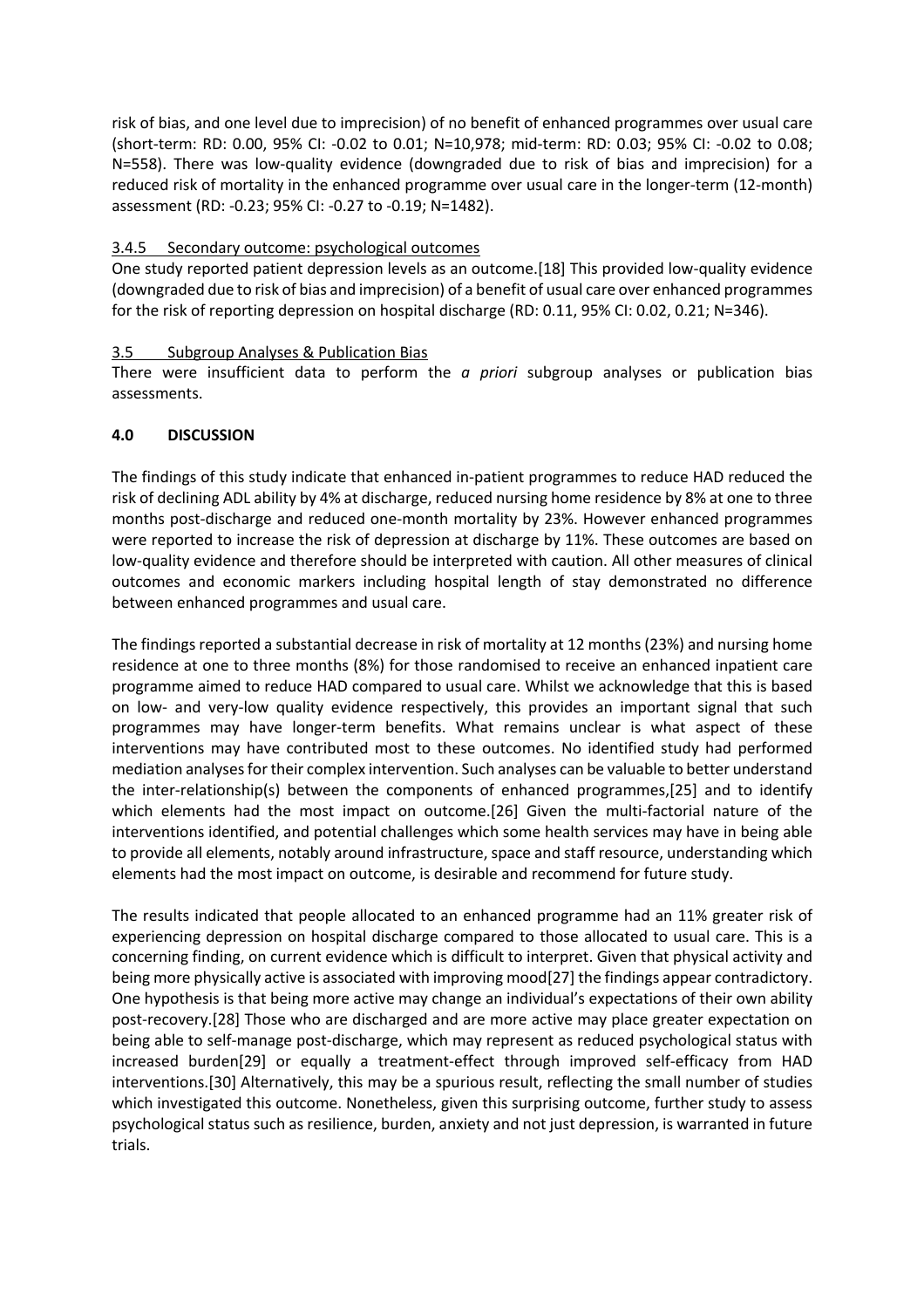risk of bias, and one level due to imprecision) of no benefit of enhanced programmes over usual care (short-term: RD: 0.00, 95% CI: -0.02 to 0.01; N=10,978; mid-term: RD: 0.03; 95% CI: -0.02 to 0.08; N=558). There was low-quality evidence (downgraded due to risk of bias and imprecision) for a reduced risk of mortality in the enhanced programme over usual care in the longer-term (12-month) assessment (RD: -0.23; 95% CI: -0.27 to -0.19; N=1482).

### 3.4.5 Secondary outcome: psychological outcomes

One study reported patient depression levels as an outcome.[18] This provided low-quality evidence (downgraded due to risk of bias and imprecision) of a benefit of usual care over enhanced programmes for the risk of reporting depression on hospital discharge (RD: 0.11, 95% CI: 0.02, 0.21; N=346).

### 3.5 Subgroup Analyses & Publication Bias

There were insufficient data to perform the *a priori* subgroup analyses or publication bias assessments.

## 4.0 DISCUSSION

The findings of this study indicate that enhanced in-patient programmes to reduce HAD reduced the risk of declining ADL ability by 4% at discharge, reduced nursing home residence by 8% at one to three months post-discharge and reduced one-month mortality by 23%. However enhanced programmes were reported to increase the risk of depression at discharge by 11%. These outcomes are based on low-quality evidence and therefore should be interpreted with caution. All other measures of clinical outcomes and economic markers including hospital length of stay demonstrated no difference between enhanced programmes and usual care.

The findings reported a substantial decrease in risk of mortality at 12 months (23%) and nursing home residence at one to three months (8%) for those randomised to receive an enhanced inpatient care programme aimed to reduce HAD compared to usual care. Whilst we acknowledge that this is based on low- and very-low quality evidence respectively, this provides an important signal that such programmes may have longer-term benefits. What remains unclear is what aspect of these interventions may have contributed most to these outcomes. No identified study had performed mediation analyses for their complex intervention. Such analyses can be valuable to better understand the inter-relationship(s) between the components of enhanced programmes,[25] and to identify which elements had the most impact on outcome.[26] Given the multi-factorial nature of the interventions identified, and potential challenges which some health services may have in being able to provide all elements, notably around infrastructure, space and staff resource, understanding which elements had the most impact on outcome, is desirable and recommend for future study.

The results indicated that people allocated to an enhanced programme had an 11% greater risk of experiencing depression on hospital discharge compared to those allocated to usual care. This is a concerning finding, on current evidence which is difficult to interpret. Given that physical activity and being more physically active is associated with improving mood[27] the findings appear contradictory. One hypothesis is that being more active may change an individual's expectations of their own ability post-recovery.[28] Those who are discharged and are more active may place greater expectation on being able to self-manage post-discharge, which may represent as reduced psychological status with increased burden[29] or equally a treatment-effect through improved self-efficacy from HAD interventions.[30] Alternatively, this may be a spurious result, reflecting the small number of studies which investigated this outcome. Nonetheless, given this surprising outcome, further study to assess psychological status such as resilience, burden, anxiety and not just depression, is warranted in future trials.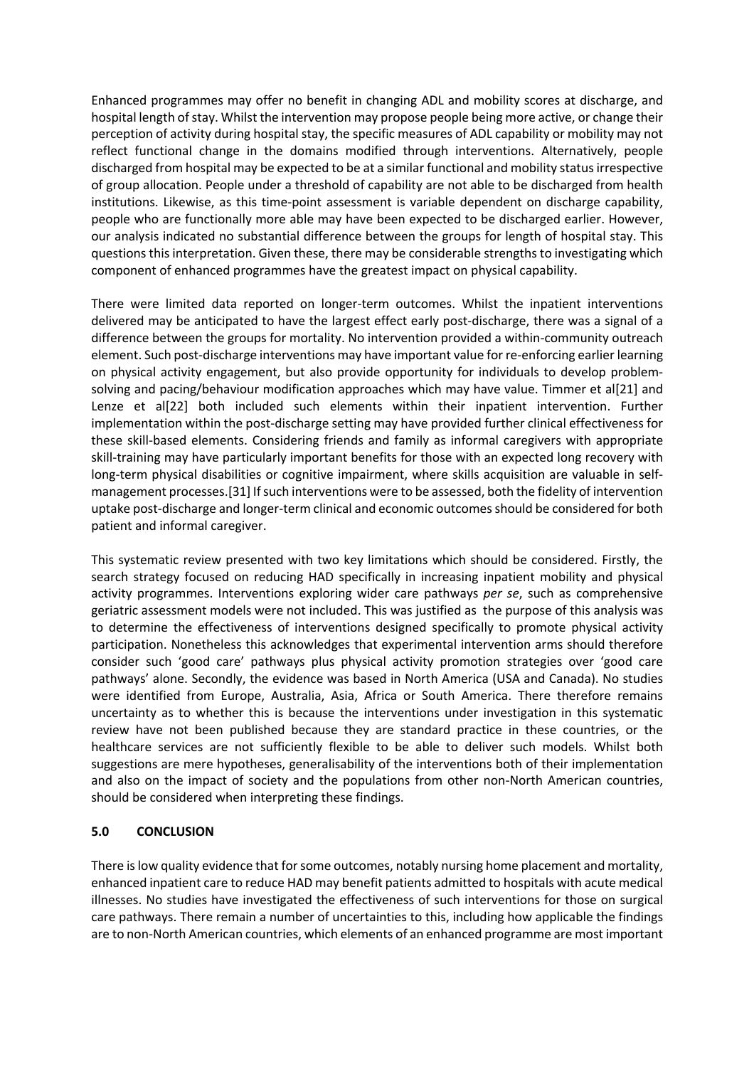Enhanced programmes may offer no benefit in changing ADL and mobility scores at discharge, and hospital length of stay. Whilst the intervention may propose people being more active, or change their perception of activity during hospital stay, the specific measures of ADL capability or mobility may not reflect functional change in the domains modified through interventions. Alternatively, people discharged from hospital may be expected to be at a similar functional and mobility status irrespective of group allocation. People under a threshold of capability are not able to be discharged from health institutions. Likewise, as this time-point assessment is variable dependent on discharge capability, people who are functionally more able may have been expected to be discharged earlier. However, our analysis indicated no substantial difference between the groups for length of hospital stay. This questions this interpretation. Given these, there may be considerable strengths to investigating which component of enhanced programmes have the greatest impact on physical capability.

There were limited data reported on longer-term outcomes. Whilst the inpatient interventions delivered may be anticipated to have the largest effect early post-discharge, there was a signal of a difference between the groups for mortality. No intervention provided a within-community outreach element. Such post-discharge interventions may have important value for re-enforcing earlier learning on physical activity engagement, but also provide opportunity for individuals to develop problem-solving and pacing/behaviour modification approaches which may have value. Timmer et al[21] and Lenze et al[22] both included such elements within their inpatient intervention. Further implementation within the post-discharge setting may have provided further clinical effectiveness for these skill-based elements. Considering friends and family as informal caregivers with appropriate skill-training may have particularly important benefits for those with an expected long recovery with long-term physical disabilities or cognitive impairment, where skills acquisition are valuable in self-management processes.[31] If such interventions were to be assessed, both the fidelity of intervention uptake post-discharge and longer-term clinical and economic outcomes should be considered for both patient and informal caregiver.

This systematic review presented with two key limitations which should be considered. Firstly, the search strategy focused on reducing HAD specifically in increasing inpatient mobility and physical activity programmes. Interventions exploring wider care pathways *per se*, such as comprehensive geriatric assessment models were not included. This was justified as the purpose of this analysis was to determine the effectiveness of interventions designed specifically to promote physical activity participation. Nonetheless this acknowledges that experimental intervention arms should therefore consider such 'good care' pathways plus physical activity promotion strategies over 'good care pathways' alone. Secondly, the evidence was based in North America (USA and Canada). No studies were identified from Europe, Australia, Asia, Africa or South America. There therefore remains uncertainty as to whether this is because the interventions under investigation in this systematic review have not been published because they are standard practice in these countries, or the healthcare services are not sufficiently flexible to be able to deliver such models. Whilst both suggestions are mere hypotheses, generalisability of the interventions both of their implementation and also on the impact of society and the populations from other non-North American countries, should be considered when interpreting these findings.

## 5.0 CONCLUSION

There is low quality evidence that for some outcomes, notably nursing home placement and mortality, enhanced inpatient care to reduce HAD may benefit patients admitted to hospitals with acute medical illnesses. No studies have investigated the effectiveness of such interventions for those on surgical care pathways. There remain a number of uncertainties to this, including how applicable the findings are to non-North American countries, which elements of an enhanced programme are most important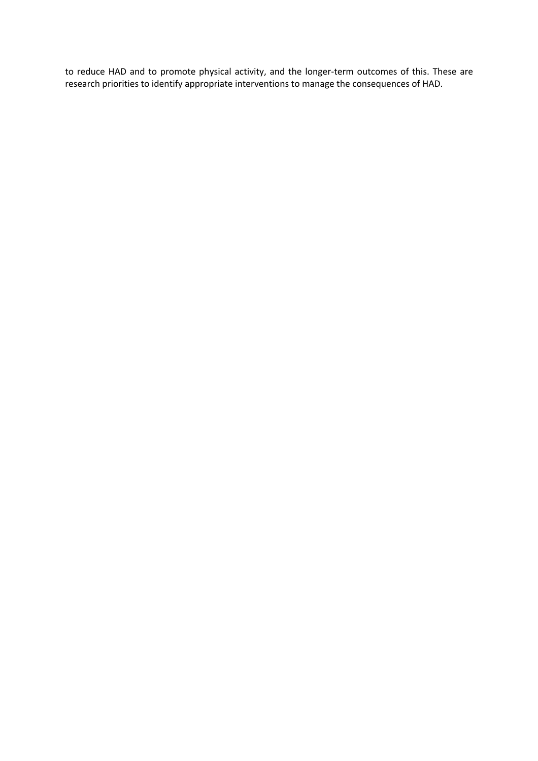to reduce HAD and to promote physical activity, and the longer-term outcomes of this. These are research priorities to identify appropriate interventions to manage the consequences of HAD.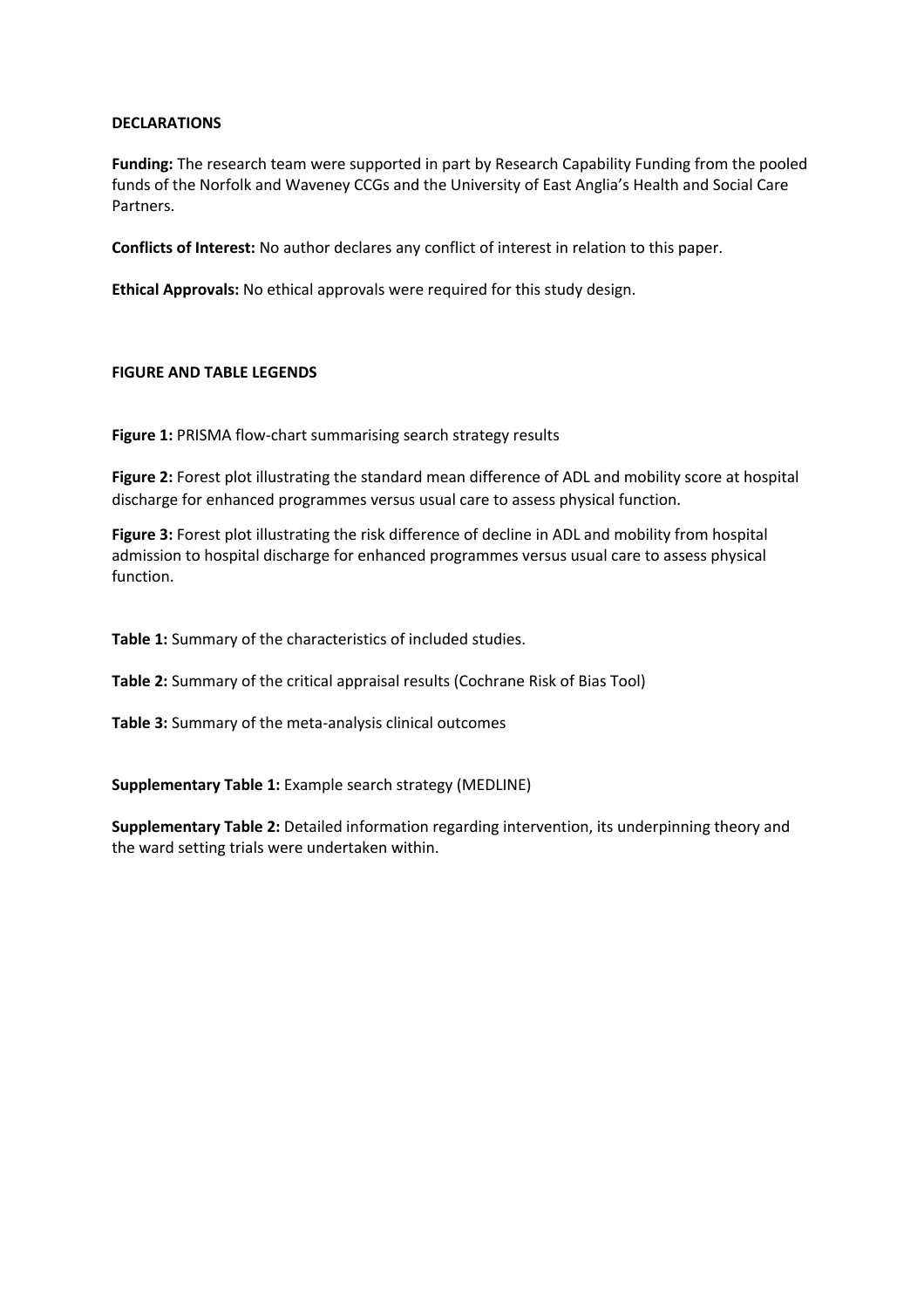## DECLARATIONS

**Funding:** The research team were supported in part by Research Capability Funding from the pooled funds of the Norfolk and Waveney CCGs and the University of East Anglia's Health and Social Care Partners.

**Conflicts of Interest:** No author declares any conflict of interest in relation to this paper.

**Ethical Approvals:** No ethical approvals were required for this study design.

## FIGURE AND TABLE LEGENDS

**Figure 1:** PRISMA flow-chart summarising search strategy results

**Figure 2:** Forest plot illustrating the standard mean difference of ADL and mobility score at hospital discharge for enhanced programmes versus usual care to assess physical function.

**Figure 3:** Forest plot illustrating the risk difference of decline in ADL and mobility from hospital admission to hospital discharge for enhanced programmes versus usual care to assess physical function.

**Table 1:** Summary of the characteristics of included studies.

**Table 2:** Summary of the critical appraisal results (Cochrane Risk of Bias Tool)

**Table 3:** Summary of the meta-analysis clinical outcomes

**Supplementary Table 1:** Example search strategy (MEDLINE)

**Supplementary Table 2:** Detailed information regarding intervention, its underpinning theory and the ward setting trials were undertaken within.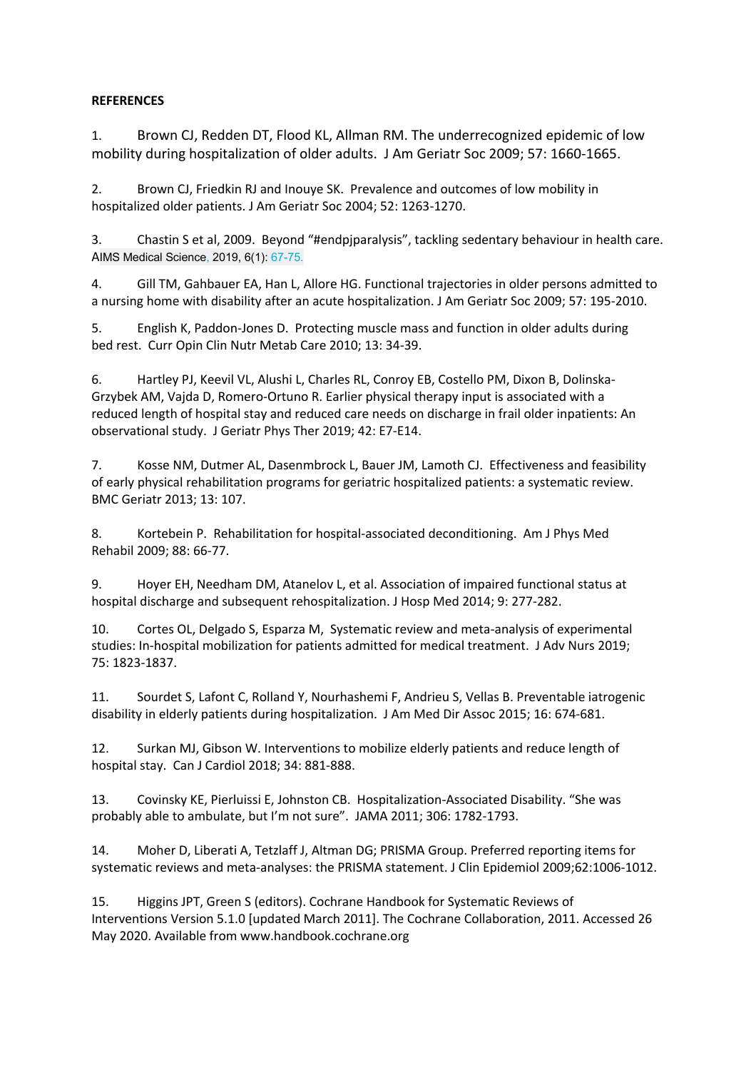**REFERENCES**

1. Brown CJ, Redden DT, Flood KL, Allman RM. The underrecognized epidemic of low mobility during hospitalization of older adults. J Am Geriatr Soc 2009; 57: 1660-1665.

2. Brown CJ, Friedkin RJ and Inouye SK. Prevalence and outcomes of low mobility in hospitalized older patients. J Am Geriatr Soc 2004; 52: 1263-1270.

3. Chastin S et al, 2009. Beyond "#endpjparalysis", tackling sedentary behaviour in health care. AIMS Medical Science, 2019, 6(1): 67-75.

4. Gill TM, Gahbauer EA, Han L, Allore HG. Functional trajectories in older persons admitted to a nursing home with disability after an acute hospitalization. J Am Geriatr Soc 2009; 57: 195-2010.

5. English K, Paddon-Jones D. Protecting muscle mass and function in older adults during bed rest. Curr Opin Clin Nutr Metab Care 2010; 13: 34-39.

6. Hartley PJ, Keevil VL, Alushi L, Charles RL, Conroy EB, Costello PM, Dixon B, Dolinska-Grzybek AM, Vajda D, Romero-Ortuno R. Earlier physical therapy input is associated with a reduced length of hospital stay and reduced care needs on discharge in frail older inpatients: An observational study. J Geriatr Phys Ther 2019; 42: E7-E14.

7. Kosse NM, Dutmer AL, Dasenmbrock L, Bauer JM, Lamoth CJ. Effectiveness and feasibility of early physical rehabilitation programs for geriatric hospitalized patients: a systematic review. BMC Geriatr 2013; 13: 107.

8. Kortebein P. Rehabilitation for hospital-associated deconditioning. Am J Phys Med Rehabil 2009; 88: 66-77.

9. Hoyer EH, Needham DM, Atanelov L, et al. Association of impaired functional status at hospital discharge and subsequent rehospitalization. J Hosp Med 2014; 9: 277-282.

10. Cortes OL, Delgado S, Esparza M, Systematic review and meta-analysis of experimental studies: In-hospital mobilization for patients admitted for medical treatment. J Adv Nurs 2019; 75: 1823-1837.

11. Sourdet S, Lafont C, Rolland Y, Nourhashemi F, Andrieu S, Vellas B. Preventable iatrogenic disability in elderly patients during hospitalization. J Am Med Dir Assoc 2015; 16: 674-681.

12. Surkan MJ, Gibson W. Interventions to mobilize elderly patients and reduce length of hospital stay. Can J Cardiol 2018; 34: 881-888.

13. Covinsky KE, Pierluissi E, Johnston CB. Hospitalization-Associated Disability. "She was probably able to ambulate, but I'm not sure". JAMA 2011; 306: 1782-1793.

14. Moher D, Liberati A, Tetzlaff J, Altman DG; PRISMA Group. Preferred reporting items for systematic reviews and meta-analyses: the PRISMA statement. J Clin Epidemiol 2009;62:1006-1012.

15. Higgins JPT, Green S (editors). Cochrane Handbook for Systematic Reviews of Interventions Version 5.1.0 [updated March 2011]. The Cochrane Collaboration, 2011. Accessed 26 May 2020. Available from www.handbook.cochrane.org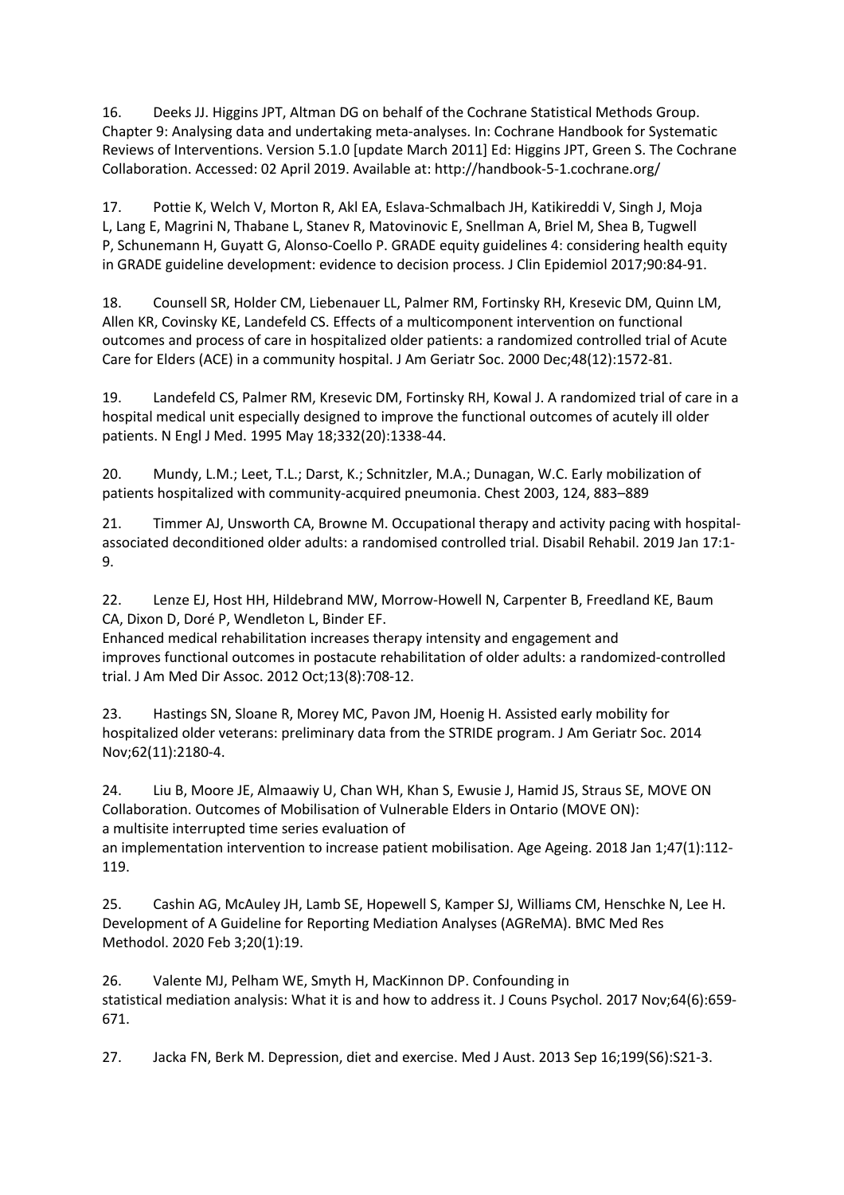16. Deeks JJ. Higgins JPT, Altman DG on behalf of the Cochrane Statistical Methods Group. Chapter 9: Analysing data and undertaking meta-analyses. In: Cochrane Handbook for Systematic Reviews of Interventions. Version 5.1.0 [update March 2011] Ed: Higgins JPT, Green S. The Cochrane Collaboration. Accessed: 02 April 2019. Available at: http://handbook-5-1.cochrane.org/

17. Pottie K, Welch V, Morton R, Akl EA, Eslava-Schmalbach JH, Katikireddi V, Singh J, Moja L, Lang E, Magrini N, Thabane L, Stanev R, Matovinovic E, Snellman A, Briel M, Shea B, Tugwell P, Schunemann H, Guyatt G, Alonso-Coello P. GRADE equity guidelines 4: considering health equity in GRADE guideline development: evidence to decision process. J Clin Epidemiol 2017;90:84-91.

18. Counsell SR, Holder CM, Liebenauer LL, Palmer RM, Fortinsky RH, Kresevic DM, Quinn LM, Allen KR, Covinsky KE, Landefeld CS. Effects of a multicomponent intervention on functional outcomes and process of care in hospitalized older patients: a randomized controlled trial of Acute Care for Elders (ACE) in a community hospital. J Am Geriatr Soc. 2000 Dec;48(12):1572-81.

19. Landefeld CS, Palmer RM, Kresevic DM, Fortinsky RH, Kowal J. A randomized trial of care in a hospital medical unit especially designed to improve the functional outcomes of acutely ill older patients. N Engl J Med. 1995 May 18;332(20):1338-44.

20. Mundy, L.M.; Leet, T.L.; Darst, K.; Schnitzler, M.A.; Dunagan, W.C. Early mobilization of patients hospitalized with community-acquired pneumonia. Chest 2003, 124, 883–889

21. Timmer AJ, Unsworth CA, Browne M. Occupational therapy and activity pacing with hospital-associated deconditioned older adults: a randomised controlled trial. Disabil Rehabil. 2019 Jan 17:1-9.

22. Lenze EJ, Host HH, Hildebrand MW, Morrow-Howell N, Carpenter B, Freedland KE, Baum CA, Dixon D, Doré P, Wendleton L, Binder EF.
Enhanced medical rehabilitation increases therapy intensity and engagement and improves functional outcomes in postacute rehabilitation of older adults: a randomized-controlled trial. J Am Med Dir Assoc. 2012 Oct;13(8):708-12.

23. Hastings SN, Sloane R, Morey MC, Pavon JM, Hoenig H. Assisted early mobility for hospitalized older veterans: preliminary data from the STRIDE program. J Am Geriatr Soc. 2014 Nov;62(11):2180-4.

24. Liu B, Moore JE, Almaawiy U, Chan WH, Khan S, Ewusie J, Hamid JS, Straus SE, MOVE ON Collaboration. Outcomes of Mobilisation of Vulnerable Elders in Ontario (MOVE ON): a multisite interrupted time series evaluation of an implementation intervention to increase patient mobilisation. Age Ageing. 2018 Jan 1;47(1):112-119.

25. Cashin AG, McAuley JH, Lamb SE, Hopewell S, Kamper SJ, Williams CM, Henschke N, Lee H. Development of A Guideline for Reporting Mediation Analyses (AGReMA). BMC Med Res Methodol. 2020 Feb 3;20(1):19.

26. Valente MJ, Pelham WE, Smyth H, MacKinnon DP. Confounding in statistical mediation analysis: What it is and how to address it. J Couns Psychol. 2017 Nov;64(6):659-671.

27. Jacka FN, Berk M. Depression, diet and exercise. Med J Aust. 2013 Sep 16;199(S6):S21-3.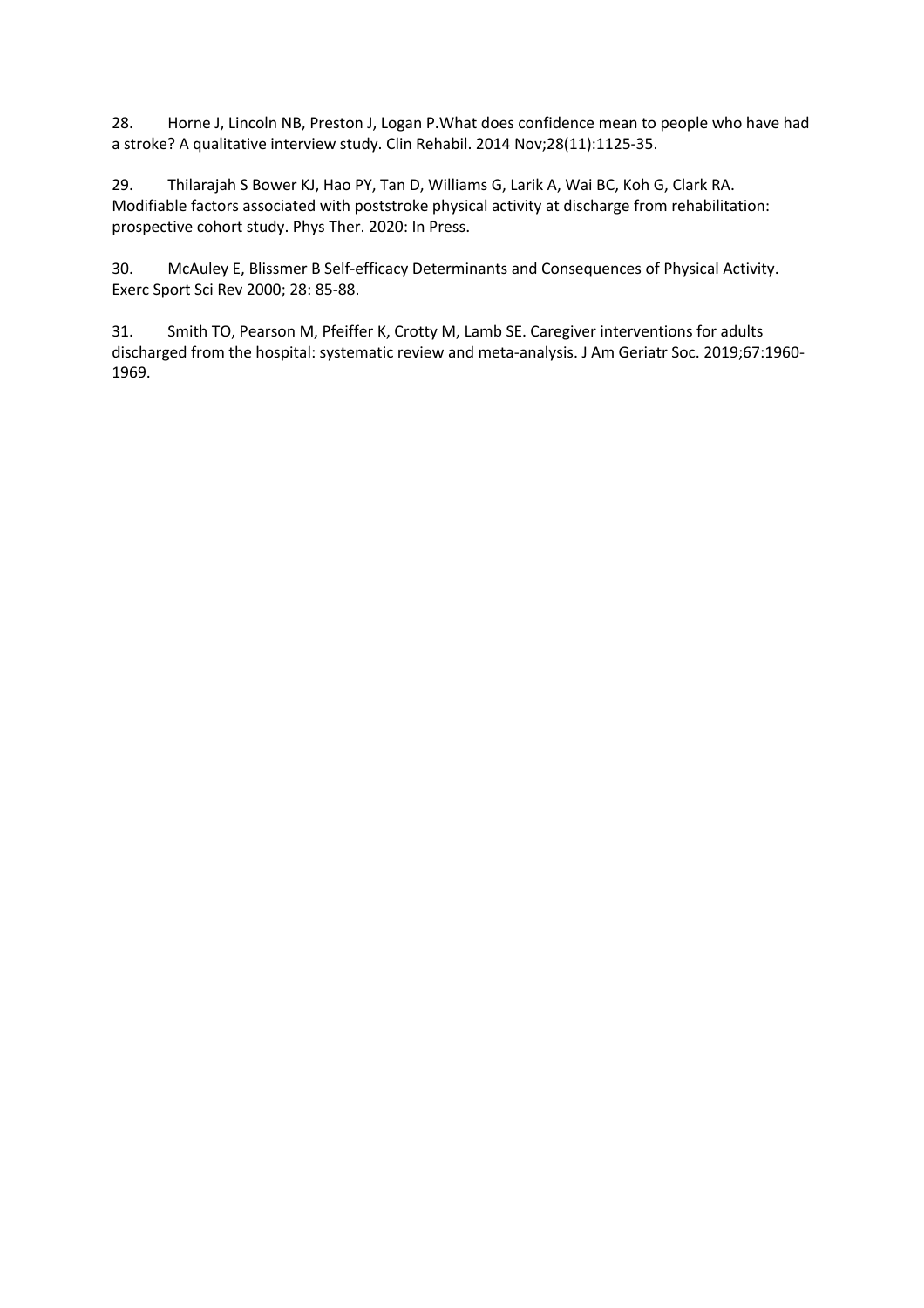28. Horne J, Lincoln NB, Preston J, Logan P.What does confidence mean to people who have had a stroke? A qualitative interview study. Clin Rehabil. 2014 Nov;28(11):1125-35.

29. Thilarajah S Bower KJ, Hao PY, Tan D, Williams G, Larik A, Wai BC, Koh G, Clark RA. Modifiable factors associated with poststroke physical activity at discharge from rehabilitation: prospective cohort study. Phys Ther. 2020: In Press.

30. McAuley E, Blissmer B Self-efficacy Determinants and Consequences of Physical Activity. Exerc Sport Sci Rev 2000; 28: 85-88.

31. Smith TO, Pearson M, Pfeiffer K, Crotty M, Lamb SE. Caregiver interventions for adults discharged from the hospital: systematic review and meta-analysis. J Am Geriatr Soc. 2019;67:1960-1969.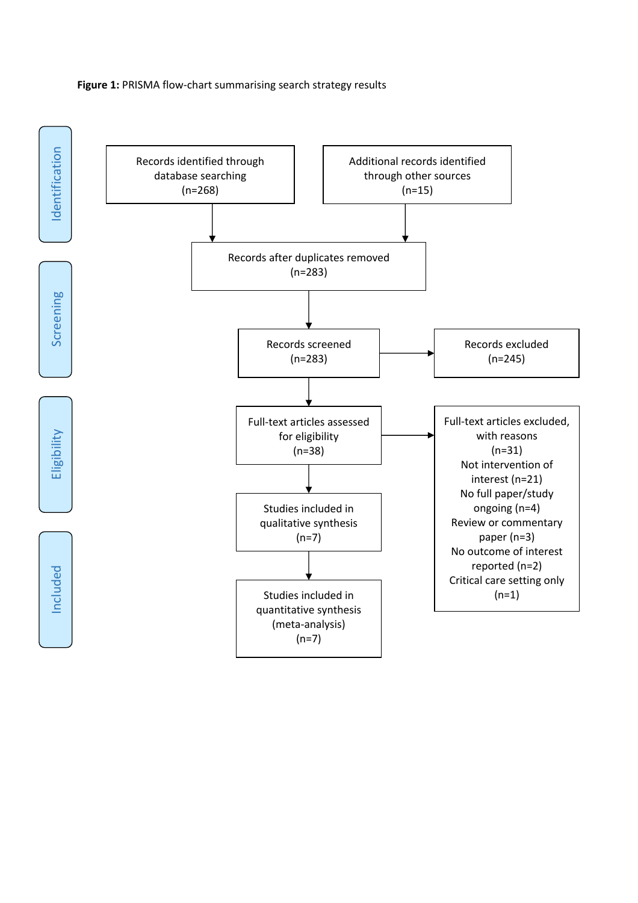**Figure 1:** PRISMA flow-chart summarising search strategy results

**Identification**

- Records identified through database searching (n=268)
- Additional records identified through other sources (n=15)

**Screening**

- Records after duplicates removed (n=283)
- Records screened (n=283)
- Records excluded (n=245)

**Eligibility**

- Full-text articles assessed for eligibility (n=38)
- Full-text articles excluded, with reasons (n=31)
  - Not intervention of interest (n=21)
  - No full paper/study ongoing (n=4)
  - Review or commentary paper (n=3)
  - No outcome of interest reported (n=2)
  - Critical care setting only (n=1)

**Included**

- Studies included in qualitative synthesis (n=7)
- Studies included in quantitative synthesis (meta-analysis) (n=7)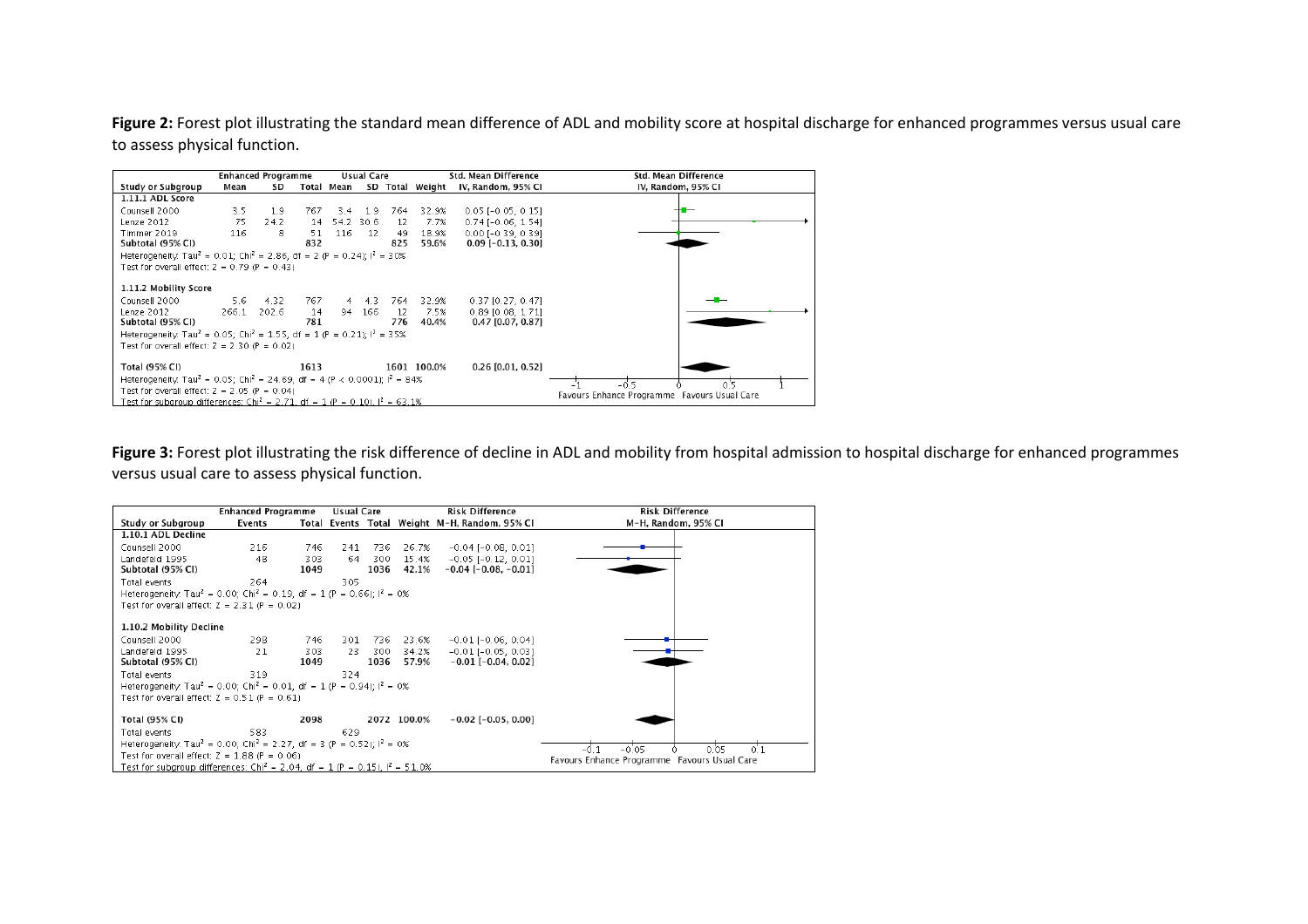**Figure 2:** Forest plot illustrating the standard mean difference of ADL and mobility score at hospital discharge for enhanced programmes versus usual care to assess physical function.

| Study or Subgroup | Enhanced Programme Mean | Enhanced Programme SD | Enhanced Programme Total | Usual Care Mean | Usual Care SD | Usual Care Total | Weight | Std. Mean Difference IV, Random, 95% CI |
|---|---|---|---|---|---|---|---|---|
| **1.11.1 ADL Score** | | | | | | | | |
| Counsell 2000 | 3.5 | 1.9 | 767 | 3.4 | 1.9 | 764 | 32.9% | 0.05 [-0.05, 0.15] |
| Lenze 2012 | 75 | 24.2 | 14 | 54.2 | 30.6 | 12 | 7.7% | 0.74 [-0.06, 1.54] |
| Timmer 2019 | 116 | 8 | 51 | 116 | 12 | 49 | 18.9% | 0.00 [-0.39, 0.39] |
| **Subtotal (95% CI)** | | | **832** | | | **825** | **59.6%** | **0.09 [-0.13, 0.30]** |
| Heterogeneity: $Tau^2 = 0.01$; $Chi^2 = 2.86$, df = 2 (P = 0.24); $I^2 = 30\%$ | | | | | | | | |
| Test for overall effect: Z = 0.79 (P = 0.43) | | | | | | | | |
| **1.11.2 Mobility Score** | | | | | | | | |
| Counsell 2000 | 5.6 | 4.32 | 767 | 4 | 4.3 | 764 | 32.9% | 0.37 [0.27, 0.47] |
| Lenze 2012 | 266.1 | 202.6 | 14 | 94 | 166 | 12 | 7.5% | 0.89 [0.08, 1.71] |
| **Subtotal (95% CI)** | | | **781** | | | **776** | **40.4%** | **0.47 [0.07, 0.87]** |
| Heterogeneity: $Tau^2 = 0.05$; $Chi^2 = 1.55$, df = 1 (P = 0.21); $I^2 = 35\%$ | | | | | | | | |
| Test for overall effect: Z = 2.30 (P = 0.02) | | | | | | | | |
| **Total (95% CI)** | | | **1613** | | | **1601** | **100.0%** | **0.26 [0.01, 0.52]** |
| Heterogeneity: $Tau^2 = 0.05$; $Chi^2 = 24.69$, df = 4 (P < 0.0001); $I^2 = 84\%$ | | | | | | | | |
| Test for overall effect: Z = 2.05 (P = 0.04) | | | | | | | | |
| Test for subgroup differences: $Chi^2 = 2.71$, df = 1 (P = 0.10), $I^2 = 63.1\%$ | | | | | | | | |

Axis: -1, -0.5, 0, 0.5, 1 — Favours Enhance Programme / Favours Usual Care

**Figure 3:** Forest plot illustrating the risk difference of decline in ADL and mobility from hospital admission to hospital discharge for enhanced programmes versus usual care to assess physical function.

| Study or Subgroup | Enhanced Programme Events | Enhanced Programme Total | Usual Care Events | Usual Care Total | Weight | Risk Difference M-H, Random, 95% CI |
|---|---|---|---|---|---|---|
| **1.10.1 ADL Decline** | | | | | | |
| Counsell 2000 | 216 | 746 | 241 | 736 | 26.7% | -0.04 [-0.08, 0.01] |
| Landefeld 1995 | 48 | 303 | 64 | 300 | 15.4% | -0.05 [-0.12, 0.01] |
| **Subtotal (95% CI)** | | **1049** | | **1036** | **42.1%** | **-0.04 [-0.08, -0.01]** |
| Total events | 264 | | 305 | | | |
| Heterogeneity: $Tau^2 = 0.00$; $Chi^2 = 0.19$, df = 1 (P = 0.66); $I^2 = 0\%$ | | | | | | |
| Test for overall effect: Z = 2.31 (P = 0.02) | | | | | | |
| **1.10.2 Mobility Decline** | | | | | | |
| Counsell 2000 | 298 | 746 | 301 | 736 | 23.6% | -0.01 [-0.06, 0.04] |
| Landefeld 1995 | 21 | 303 | 23 | 300 | 34.2% | -0.01 [-0.05, 0.03] |
| **Subtotal (95% CI)** | | **1049** | | **1036** | **57.9%** | **-0.01 [-0.04, 0.02]** |
| Total events | 319 | | 324 | | | |
| Heterogeneity: $Tau^2 = 0.00$; $Chi^2 = 0.01$, df = 1 (P = 0.94); $I^2 = 0\%$ | | | | | | |
| Test for overall effect: Z = 0.51 (P = 0.61) | | | | | | |
| **Total (95% CI)** | | **2098** | | **2072** | **100.0%** | **-0.02 [-0.05, 0.00]** |
| Total events | 583 | | 629 | | | |
| Heterogeneity: $Tau^2 = 0.00$; $Chi^2 = 2.27$, df = 3 (P = 0.52); $I^2 = 0\%$ | | | | | | |
| Test for overall effect: Z = 1.88 (P = 0.06) | | | | | | |
| Test for subgroup differences: $Chi^2 = 2.04$, df = 1 (P = 0.15), $I^2 = 51.0\%$ | | | | | | |

Axis: -0.1, -0.05, 0, 0.05, 0.1 — Favours Enhance Programme / Favours Usual Care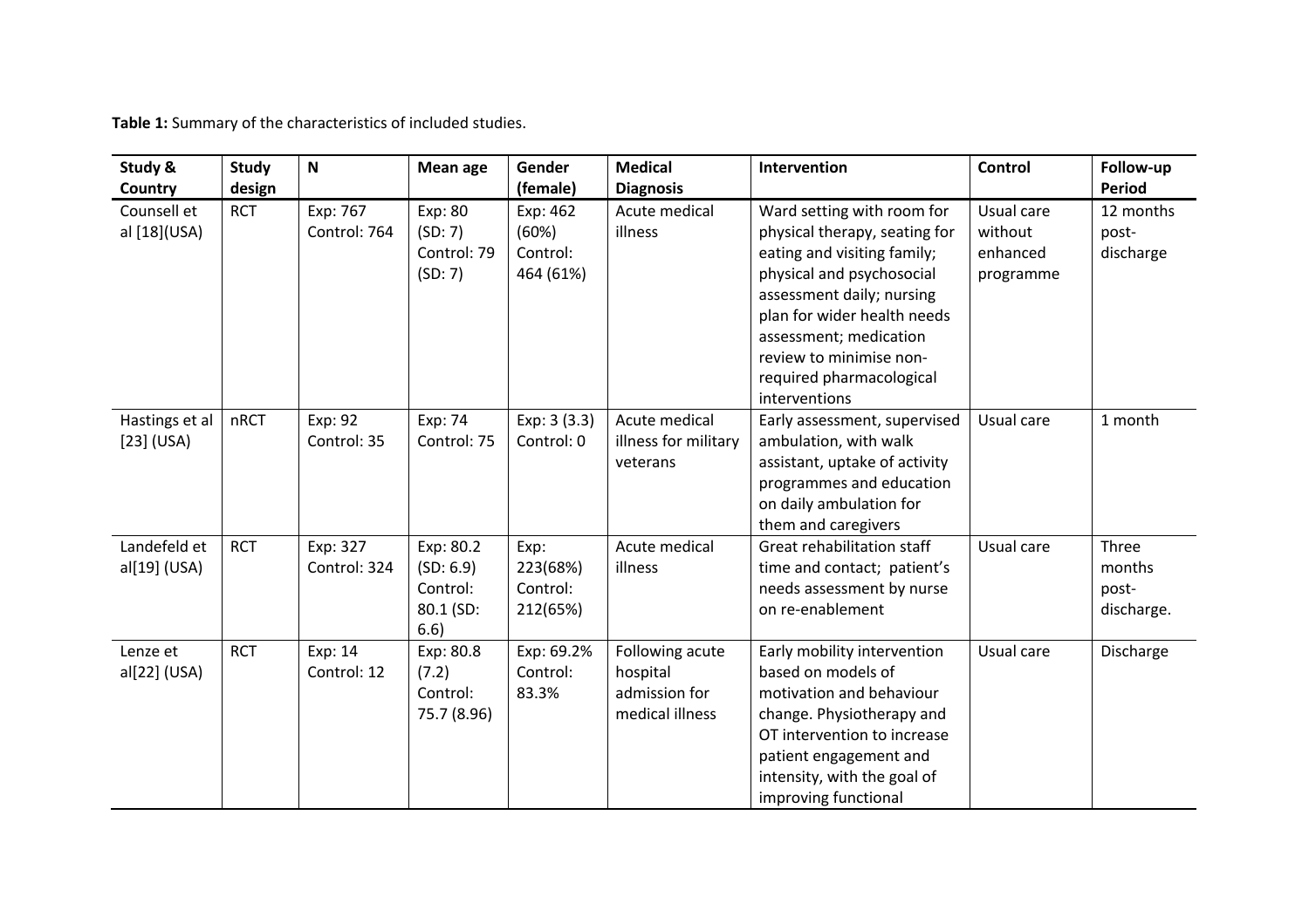**Table 1:** Summary of the characteristics of included studies.

| Study & Country | Study design | N | Mean age | Gender (female) | Medical Diagnosis | Intervention | Control | Follow-up Period |
|---|---|---|---|---|---|---|---|---|
| Counsell et al [18](USA) | RCT | Exp: 767 Control: 764 | Exp: 80 (SD: 7) Control: 79 (SD: 7) | Exp: 462 (60%) Control: 464 (61%) | Acute medical illness | Ward setting with room for physical therapy, seating for eating and visiting family; physical and psychosocial assessment daily; nursing plan for wider health needs assessment; medication review to minimise non-required pharmacological interventions | Usual care without enhanced programme | 12 months post-discharge |
| Hastings et al [23] (USA) | nRCT | Exp: 92 Control: 35 | Exp: 74 Control: 75 | Exp: 3 (3.3) Control: 0 | Acute medical illness for military veterans | Early assessment, supervised ambulation, with walk assistant, uptake of activity programmes and education on daily ambulation for them and caregivers | Usual care | 1 month |
| Landefeld et al[19] (USA) | RCT | Exp: 327 Control: 324 | Exp: 80.2 (SD: 6.9) Control: 80.1 (SD: 6.6) | Exp: 223(68%) Control: 212(65%) | Acute medical illness | Great rehabilitation staff time and contact; patient's needs assessment by nurse on re-enablement | Usual care | Three months post-discharge. |
| Lenze et al[22] (USA) | RCT | Exp: 14 Control: 12 | Exp: 80.8 (7.2) Control: 75.7 (8.96) | Exp: 69.2% Control: 83.3% | Following acute hospital admission for medical illness | Early mobility intervention based on models of motivation and behaviour change. Physiotherapy and OT intervention to increase patient engagement and intensity, with the goal of improving functional | Usual care | Discharge |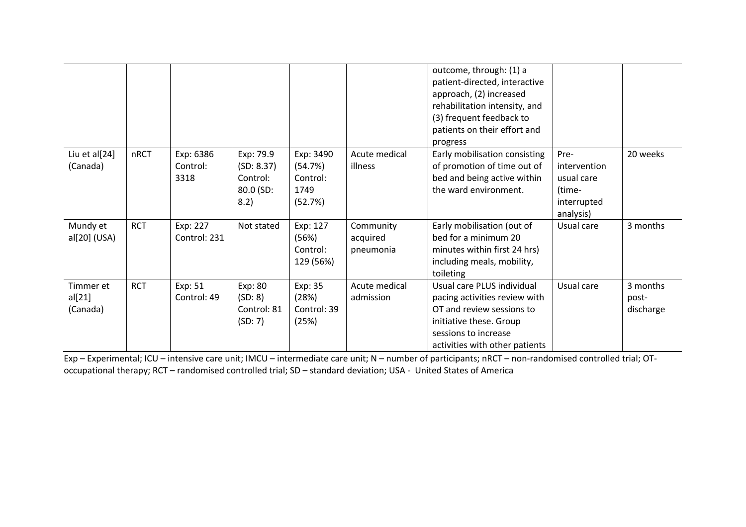|  |  |  |  |  |  |  |  |  |
|---|---|---|---|---|---|---|---|---|
|  |  |  |  |  |  | outcome, through: (1) a patient-directed, interactive approach, (2) increased rehabilitation intensity, and (3) frequent feedback to patients on their effort and progress |  |  |
| Liu et al[24] (Canada) | nRCT | Exp: 6386 Control: 3318 | Exp: 79.9 (SD: 8.37) Control: 80.0 (SD: 8.2) | Exp: 3490 (54.7%) Control: 1749 (52.7%) | Acute medical illness | Early mobilisation consisting of promotion of time out of bed and being active within the ward environment. | Pre-intervention usual care (time-interrupted analysis) | 20 weeks |
| Mundy et al[20] (USA) | RCT | Exp: 227 Control: 231 | Not stated | Exp: 127 (56%) Control: 129 (56%) | Community acquired pneumonia | Early mobilisation (out of bed for a minimum 20 minutes within first 24 hrs) including meals, mobility, toileting | Usual care | 3 months |
| Timmer et al[21] (Canada) | RCT | Exp: 51 Control: 49 | Exp: 80 (SD: 8) Control: 81 (SD: 7) | Exp: 35 (28%) Control: 39 (25%) | Acute medical admission | Usual care PLUS individual pacing activities review with OT and review sessions to initiative these. Group sessions to increase activities with other patients | Usual care | 3 months post-discharge |

Exp – Experimental; ICU – intensive care unit; IMCU – intermediate care unit; N – number of participants; nRCT – non-randomised controlled trial; OT-occupational therapy; RCT – randomised controlled trial; SD – standard deviation; USA - United States of America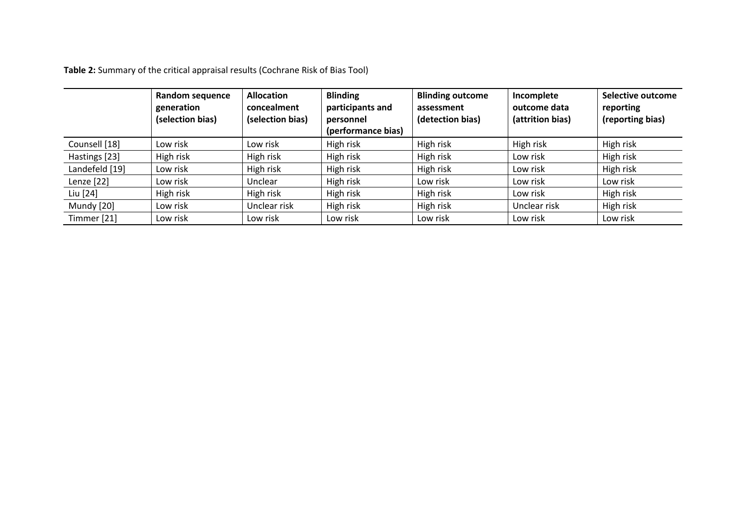**Table 2:** Summary of the critical appraisal results (Cochrane Risk of Bias Tool)

| | Random sequence generation (selection bias) | Allocation concealment (selection bias) | Blinding participants and personnel (performance bias) | Blinding outcome assessment (detection bias) | Incomplete outcome data (attrition bias) | Selective outcome reporting (reporting bias) |
|---|---|---|---|---|---|---|
| Counsell [18] | Low risk | Low risk | High risk | High risk | High risk | High risk |
| Hastings [23] | High risk | High risk | High risk | High risk | Low risk | High risk |
| Landefeld [19] | Low risk | High risk | High risk | High risk | Low risk | High risk |
| Lenze [22] | Low risk | Unclear | High risk | Low risk | Low risk | Low risk |
| Liu [24] | High risk | High risk | High risk | High risk | Low risk | High risk |
| Mundy [20] | Low risk | Unclear risk | High risk | High risk | Unclear risk | High risk |
| Timmer [21] | Low risk | Low risk | Low risk | Low risk | Low risk | Low risk |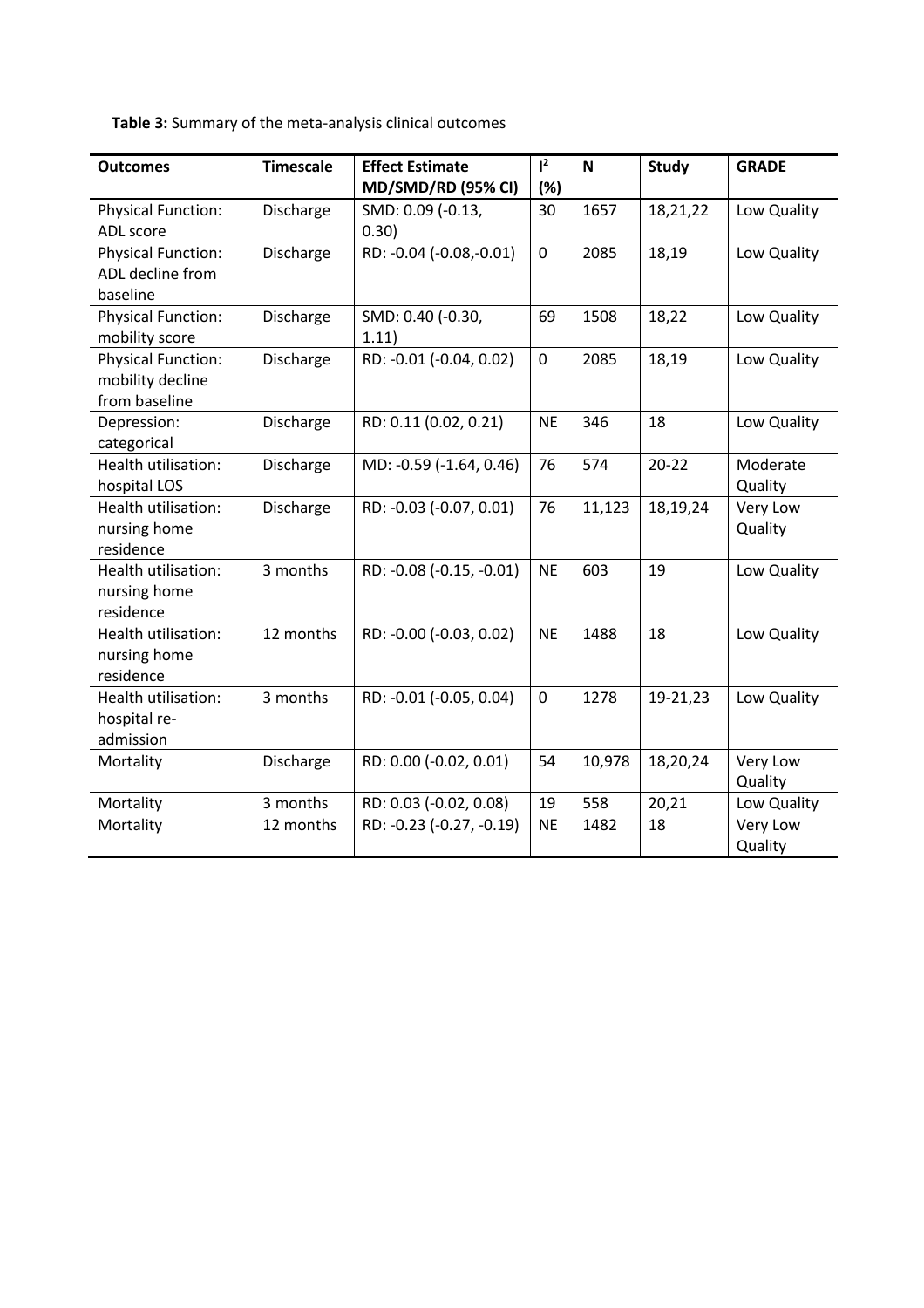**Table 3:** Summary of the meta-analysis clinical outcomes

| Outcomes | Timescale | Effect Estimate MD/SMD/RD (95% CI) | $I^2$ (%) | N | Study | GRADE |
|---|---|---|---|---|---|---|
| Physical Function: ADL score | Discharge | SMD: 0.09 (-0.13, 0.30) | 30 | 1657 | 18,21,22 | Low Quality |
| Physical Function: ADL decline from baseline | Discharge | RD: -0.04 (-0.08,-0.01) | 0 | 2085 | 18,19 | Low Quality |
| Physical Function: mobility score | Discharge | SMD: 0.40 (-0.30, 1.11) | 69 | 1508 | 18,22 | Low Quality |
| Physical Function: mobility decline from baseline | Discharge | RD: -0.01 (-0.04, 0.02) | 0 | 2085 | 18,19 | Low Quality |
| Depression: categorical | Discharge | RD: 0.11 (0.02, 0.21) | NE | 346 | 18 | Low Quality |
| Health utilisation: hospital LOS | Discharge | MD: -0.59 (-1.64, 0.46) | 76 | 574 | 20-22 | Moderate Quality |
| Health utilisation: nursing home residence | Discharge | RD: -0.03 (-0.07, 0.01) | 76 | 11,123 | 18,19,24 | Very Low Quality |
| Health utilisation: nursing home residence | 3 months | RD: -0.08 (-0.15, -0.01) | NE | 603 | 19 | Low Quality |
| Health utilisation: nursing home residence | 12 months | RD: -0.00 (-0.03, 0.02) | NE | 1488 | 18 | Low Quality |
| Health utilisation: hospital re-admission | 3 months | RD: -0.01 (-0.05, 0.04) | 0 | 1278 | 19-21,23 | Low Quality |
| Mortality | Discharge | RD: 0.00 (-0.02, 0.01) | 54 | 10,978 | 18,20,24 | Very Low Quality |
| Mortality | 3 months | RD: 0.03 (-0.02, 0.08) | 19 | 558 | 20,21 | Low Quality |
| Mortality | 12 months | RD: -0.23 (-0.27, -0.19) | NE | 1482 | 18 | Very Low Quality |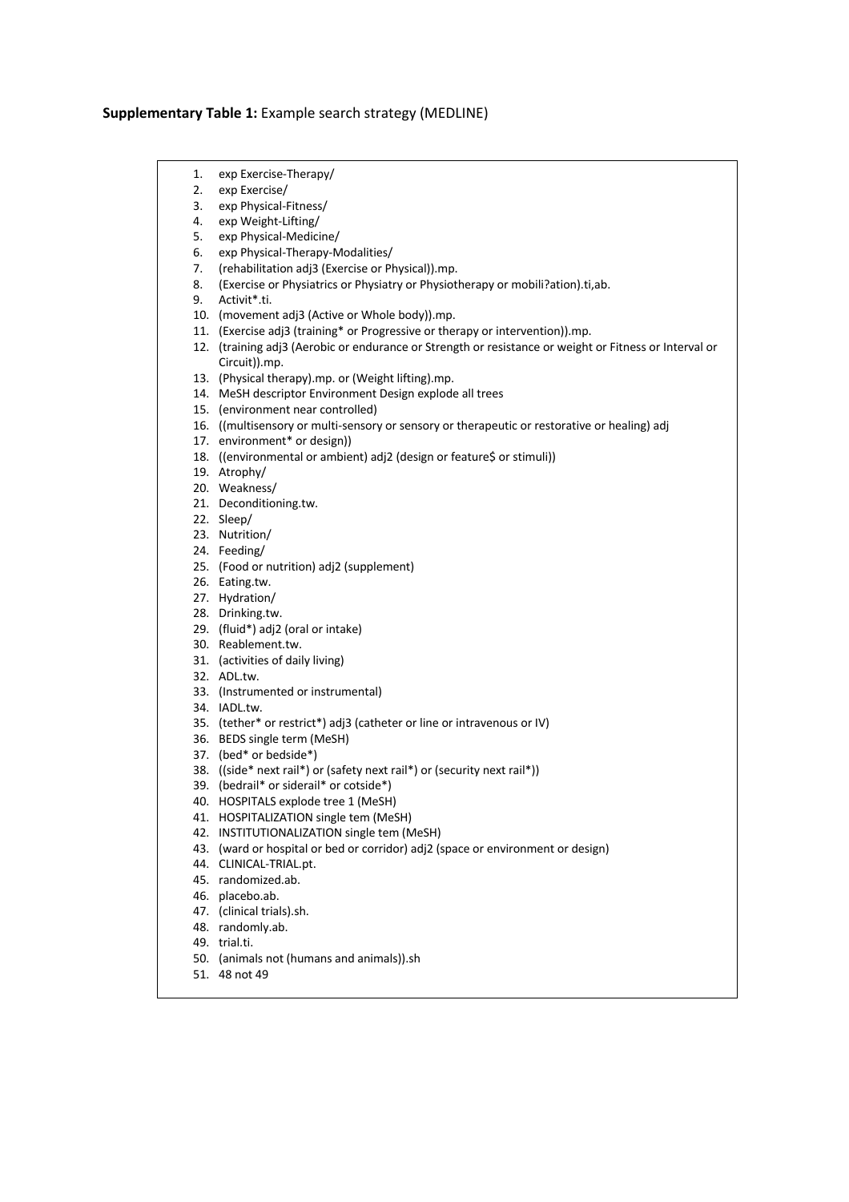**Supplementary Table 1:** Example search strategy (MEDLINE)

1. exp Exercise-Therapy/
2. exp Exercise/
3. exp Physical-Fitness/
4. exp Weight-Lifting/
5. exp Physical-Medicine/
6. exp Physical-Therapy-Modalities/
7. (rehabilitation adj3 (Exercise or Physical)).mp.
8. (Exercise or Physiatrics or Physiatry or Physiotherapy or mobili?ation).ti,ab.
9. Activit*.ti.
10. (movement adj3 (Active or Whole body)).mp.
11. (Exercise adj3 (training* or Progressive or therapy or intervention)).mp.
12. (training adj3 (Aerobic or endurance or Strength or resistance or weight or Fitness or Interval or Circuit)).mp.
13. (Physical therapy).mp. or (Weight lifting).mp.
14. MeSH descriptor Environment Design explode all trees
15. (environment near controlled)
16. ((multisensory or multi-sensory or sensory or therapeutic or restorative or healing) adj
17. environment* or design))
18. ((environmental or ambient) adj2 (design or feature$ or stimuli))
19. Atrophy/
20. Weakness/
21. Deconditioning.tw.
22. Sleep/
23. Nutrition/
24. Feeding/
25. (Food or nutrition) adj2 (supplement)
26. Eating.tw.
27. Hydration/
28. Drinking.tw.
29. (fluid*) adj2 (oral or intake)
30. Reablement.tw.
31. (activities of daily living)
32. ADL.tw.
33. (Instrumented or instrumental)
34. IADL.tw.
35. (tether* or restrict*) adj3 (catheter or line or intravenous or IV)
36. BEDS single term (MeSH)
37. (bed* or bedside*)
38. ((side* next rail*) or (safety next rail*) or (security next rail*))
39. (bedrail* or siderail* or cotside*)
40. HOSPITALS explode tree 1 (MeSH)
41. HOSPITALIZATION single tem (MeSH)
42. INSTITUTIONALIZATION single tem (MeSH)
43. (ward or hospital or bed or corridor) adj2 (space or environment or design)
44. CLINICAL-TRIAL.pt.
45. randomized.ab.
46. placebo.ab.
47. (clinical trials).sh.
48. randomly.ab.
49. trial.ti.
50. (animals not (humans and animals)).sh
51. 48 not 49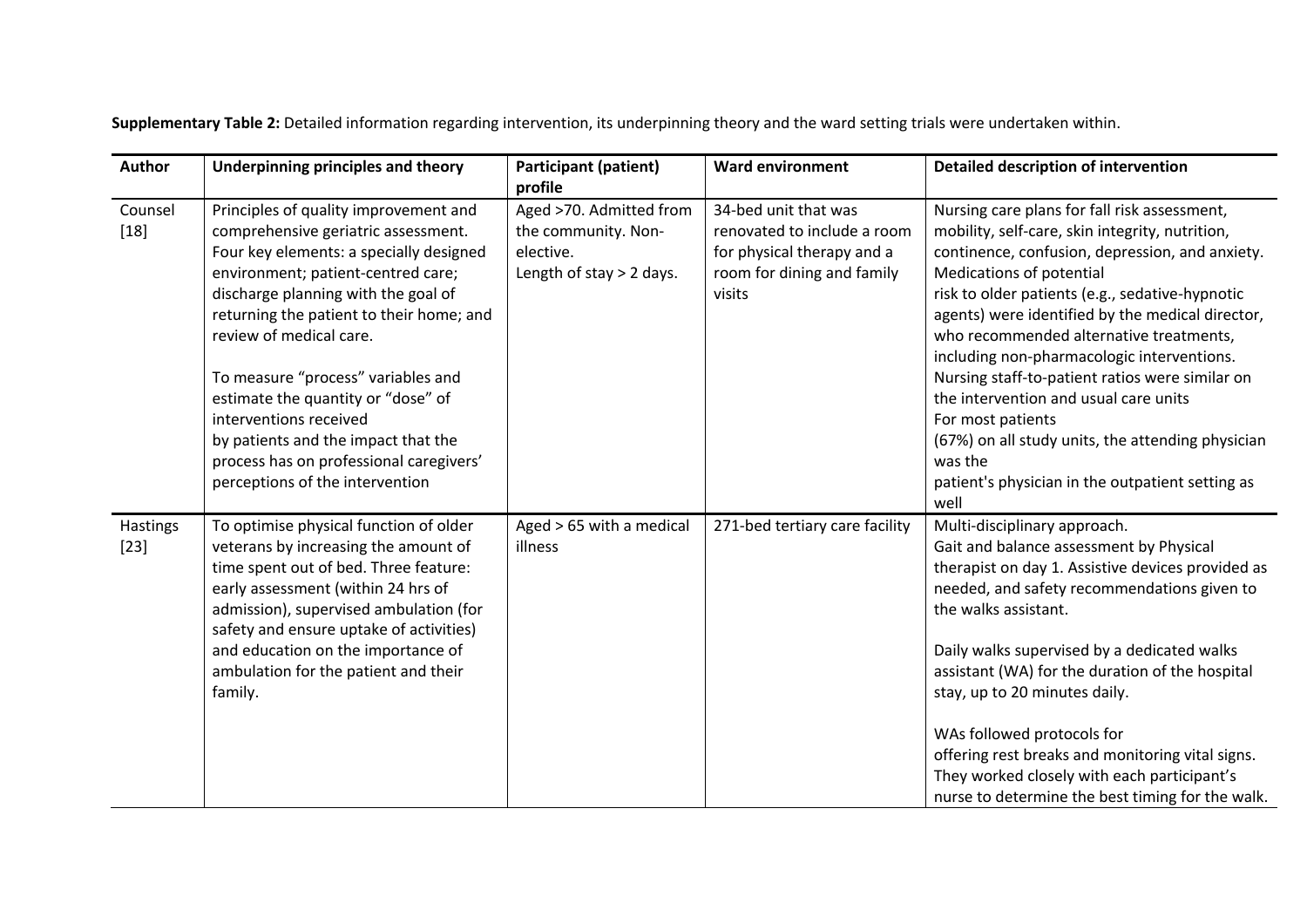**Supplementary Table 2:** Detailed information regarding intervention, its underpinning theory and the ward setting trials were undertaken within.

| Author | Underpinning principles and theory | Participant (patient) profile | Ward environment | Detailed description of intervention |
|---|---|---|---|---|
| Counsel [18] | Principles of quality improvement and comprehensive geriatric assessment. Four key elements: a specially designed environment; patient-centred care; discharge planning with the goal of returning the patient to their home; and review of medical care.<br><br>To measure "process" variables and estimate the quantity or "dose" of interventions received by patients and the impact that the process has on professional caregivers' perceptions of the intervention | Aged >70. Admitted from the community. Non-elective. Length of stay > 2 days. | 34-bed unit that was renovated to include a room for physical therapy and a room for dining and family visits | Nursing care plans for fall risk assessment, mobility, self-care, skin integrity, nutrition, continence, confusion, depression, and anxiety. Medications of potential risk to older patients (e.g., sedative-hypnotic agents) were identified by the medical director, who recommended alternative treatments, including non-pharmacologic interventions. Nursing staff-to-patient ratios were similar on the intervention and usual care units For most patients (67%) on all study units, the attending physician was the patient's physician in the outpatient setting as well |
| Hastings [23] | To optimise physical function of older veterans by increasing the amount of time spent out of bed. Three feature: early assessment (within 24 hrs of admission), supervised ambulation (for safety and ensure uptake of activities) and education on the importance of ambulation for the patient and their family. | Aged > 65 with a medical illness | 271-bed tertiary care facility | Multi-disciplinary approach. Gait and balance assessment by Physical therapist on day 1. Assistive devices provided as needed, and safety recommendations given to the walks assistant.<br><br>Daily walks supervised by a dedicated walks assistant (WA) for the duration of the hospital stay, up to 20 minutes daily.<br><br>WAs followed protocols for offering rest breaks and monitoring vital signs. They worked closely with each participant's nurse to determine the best timing for the walk. |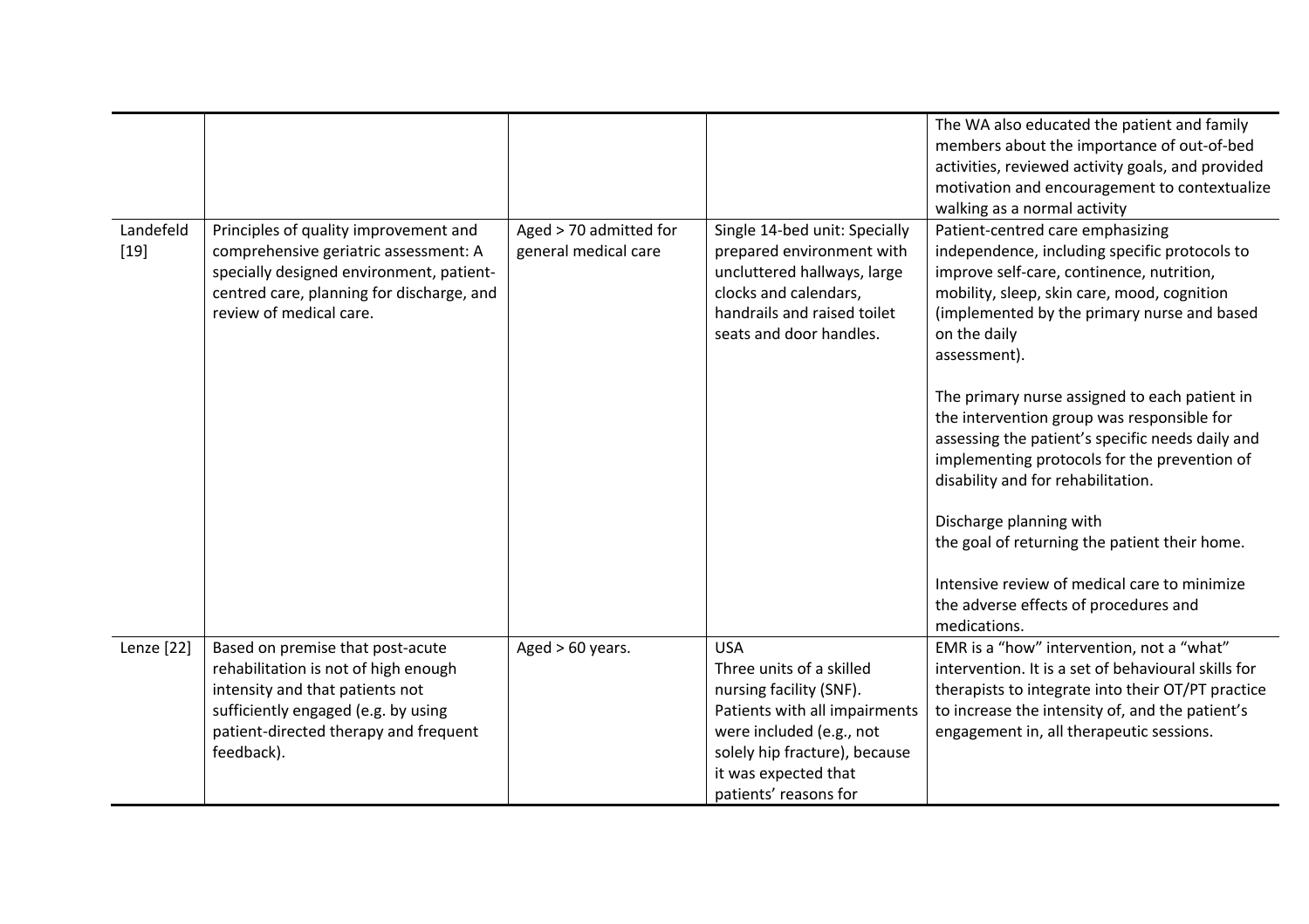| | | | | |
|---|---|---|---|---|
| | | | | The WA also educated the patient and family members about the importance of out-of-bed activities, reviewed activity goals, and provided motivation and encouragement to contextualize walking as a normal activity |
| Landefeld [19] | Principles of quality improvement and comprehensive geriatric assessment: A specially designed environment, patient-centred care, planning for discharge, and review of medical care. | Aged > 70 admitted for general medical care | Single 14-bed unit: Specially prepared environment with uncluttered hallways, large clocks and calendars, handrails and raised toilet seats and door handles. | Patient-centred care emphasizing independence, including specific protocols to improve self-care, continence, nutrition, mobility, sleep, skin care, mood, cognition (implemented by the primary nurse and based on the daily assessment).<br><br>The primary nurse assigned to each patient in the intervention group was responsible for assessing the patient's specific needs daily and implementing protocols for the prevention of disability and for rehabilitation.<br><br>Discharge planning with the goal of returning the patient their home.<br><br>Intensive review of medical care to minimize the adverse effects of procedures and medications. |
| Lenze [22] | Based on premise that post-acute rehabilitation is not of high enough intensity and that patients not sufficiently engaged (e.g. by using patient-directed therapy and frequent feedback). | Aged > 60 years. | USA<br>Three units of a skilled nursing facility (SNF). Patients with all impairments were included (e.g., not solely hip fracture), because it was expected that patients' reasons for | EMR is a "how" intervention, not a "what" intervention. It is a set of behavioural skills for therapists to integrate into their OT/PT practice to increase the intensity of, and the patient's engagement in, all therapeutic sessions. |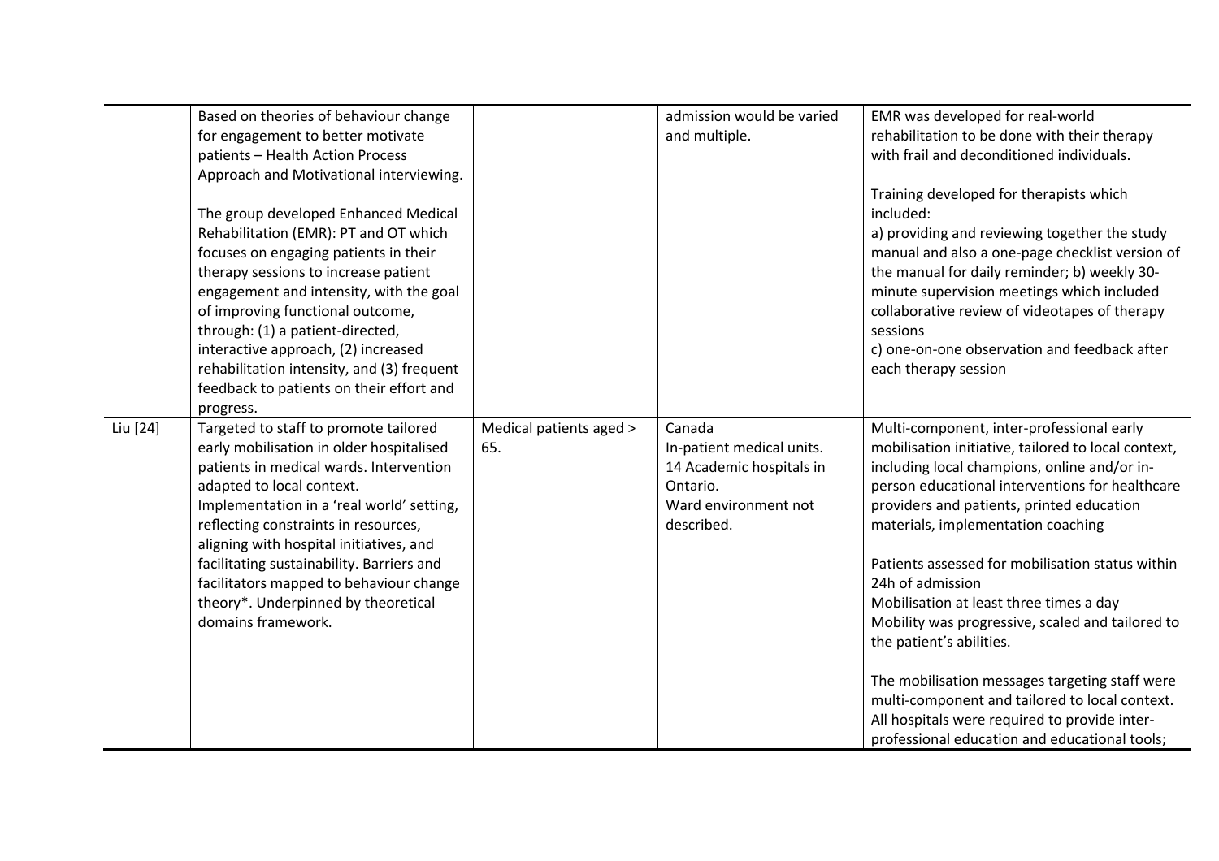| | | | | |
|---|---|---|---|---|
| | Based on theories of behaviour change for engagement to better motivate patients – Health Action Process Approach and Motivational interviewing.<br><br>The group developed Enhanced Medical Rehabilitation (EMR): PT and OT which focuses on engaging patients in their therapy sessions to increase patient engagement and intensity, with the goal of improving functional outcome, through: (1) a patient-directed, interactive approach, (2) increased rehabilitation intensity, and (3) frequent feedback to patients on their effort and progress. | | admission would be varied and multiple. | EMR was developed for real-world rehabilitation to be done with their therapy with frail and deconditioned individuals.<br><br>Training developed for therapists which included:<br>a) providing and reviewing together the study manual and also a one-page checklist version of the manual for daily reminder; b) weekly 30-minute supervision meetings which included collaborative review of videotapes of therapy sessions<br>c) one-on-one observation and feedback after each therapy session |
| Liu [24] | Targeted to staff to promote tailored early mobilisation in older hospitalised patients in medical wards. Intervention adapted to local context. Implementation in a 'real world' setting, reflecting constraints in resources, aligning with hospital initiatives, and facilitating sustainability. Barriers and facilitators mapped to behaviour change theory*. Underpinned by theoretical domains framework. | Medical patients aged > 65. | Canada<br>In-patient medical units.<br>14 Academic hospitals in Ontario.<br>Ward environment not described. | Multi-component, inter-professional early mobilisation initiative, tailored to local context, including local champions, online and/or in-person educational interventions for healthcare providers and patients, printed education materials, implementation coaching<br><br>Patients assessed for mobilisation status within 24h of admission<br>Mobilisation at least three times a day<br>Mobility was progressive, scaled and tailored to the patient's abilities.<br><br>The mobilisation messages targeting staff were multi-component and tailored to local context. All hospitals were required to provide inter-professional education and educational tools; |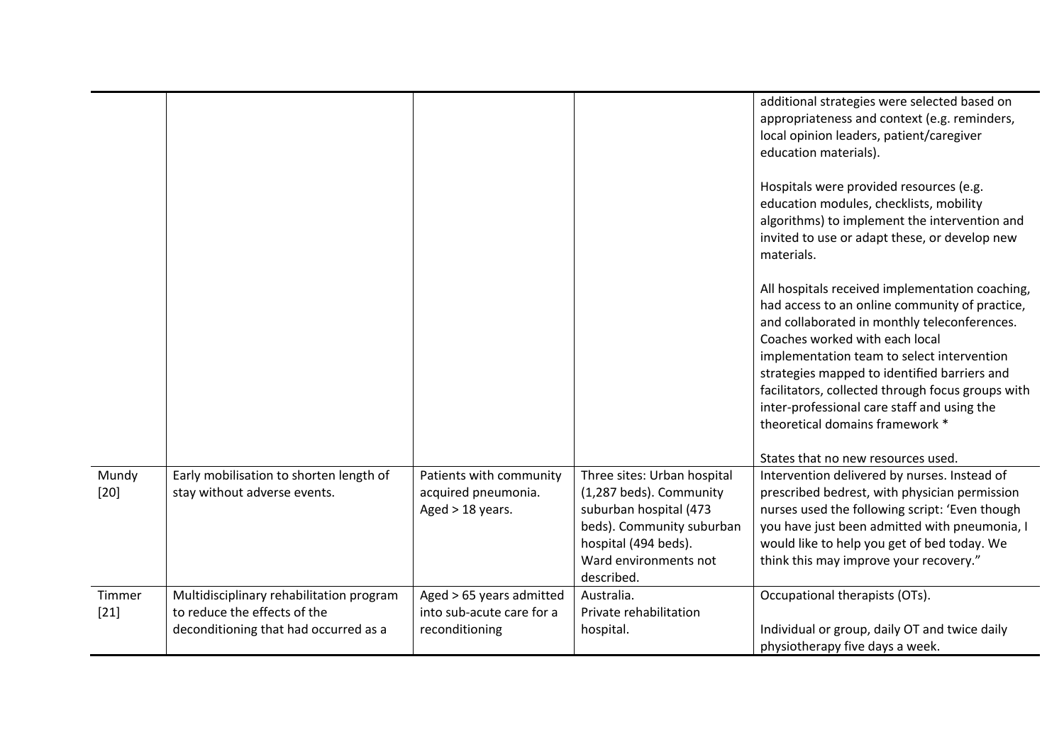| | | | | |
|---|---|---|---|---|
| | | | | additional strategies were selected based on appropriateness and context (e.g. reminders, local opinion leaders, patient/caregiver education materials).<br><br>Hospitals were provided resources (e.g. education modules, checklists, mobility algorithms) to implement the intervention and invited to use or adapt these, or develop new materials.<br><br>All hospitals received implementation coaching, had access to an online community of practice, and collaborated in monthly teleconferences. Coaches worked with each local implementation team to select intervention strategies mapped to identified barriers and facilitators, collected through focus groups with inter-professional care staff and using the theoretical domains framework *<br><br>States that no new resources used. |
| Mundy [20] | Early mobilisation to shorten length of stay without adverse events. | Patients with community acquired pneumonia. Aged > 18 years. | Three sites: Urban hospital (1,287 beds). Community suburban hospital (473 beds). Community suburban hospital (494 beds). Ward environments not described. | Intervention delivered by nurses. Instead of prescribed bedrest, with physician permission nurses used the following script: 'Even though you have just been admitted with pneumonia, I would like to help you get of bed today. We think this may improve your recovery." |
| Timmer [21] | Multidisciplinary rehabilitation program to reduce the effects of the deconditioning that had occurred as a | Aged > 65 years admitted into sub-acute care for a reconditioning | Australia. Private rehabilitation hospital. | Occupational therapists (OTs).<br><br>Individual or group, daily OT and twice daily physiotherapy five days a week. |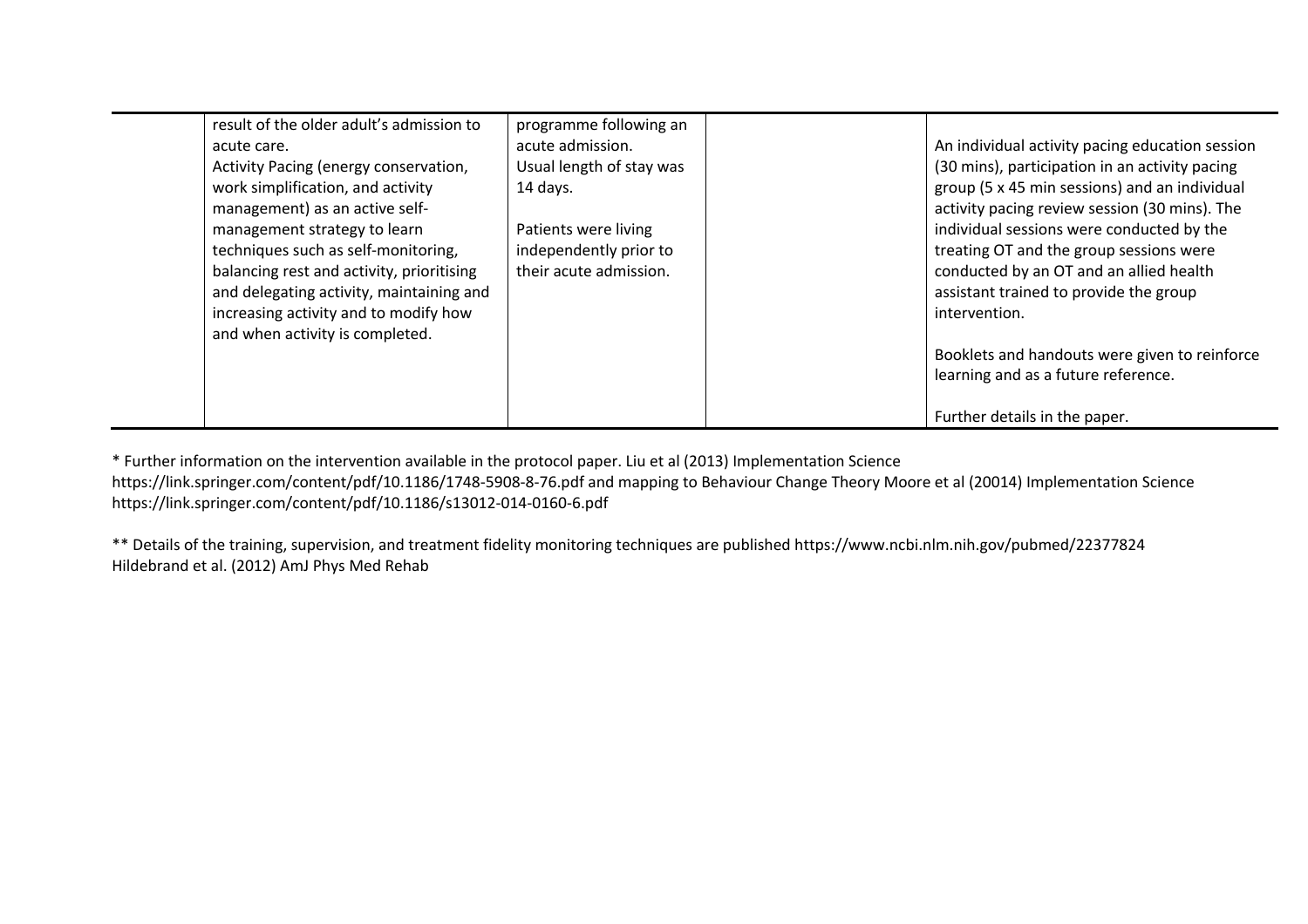| | | | | |
|---|---|---|---|---|
| | result of the older adult's admission to acute care. Activity Pacing (energy conservation, work simplification, and activity management) as an active self-management strategy to learn techniques such as self-monitoring, balancing rest and activity, prioritising and delegating activity, maintaining and increasing activity and to modify how and when activity is completed. | programme following an acute admission. Usual length of stay was 14 days.<br><br>Patients were living independently prior to their acute admission. | | An individual activity pacing education session (30 mins), participation in an activity pacing group (5 x 45 min sessions) and an individual activity pacing review session (30 mins). The individual sessions were conducted by the treating OT and the group sessions were conducted by an OT and an allied health assistant trained to provide the group intervention.<br><br>Booklets and handouts were given to reinforce learning and as a future reference.<br><br>Further details in the paper. |

* Further information on the intervention available in the protocol paper. Liu et al (2013) Implementation Science https://link.springer.com/content/pdf/10.1186/1748-5908-8-76.pdf and mapping to Behaviour Change Theory Moore et al (20014) Implementation Science https://link.springer.com/content/pdf/10.1186/s13012-014-0160-6.pdf

** Details of the training, supervision, and treatment fidelity monitoring techniques are published https://www.ncbi.nlm.nih.gov/pubmed/22377824 Hildebrand et al. (2012) AmJ Phys Med Rehab